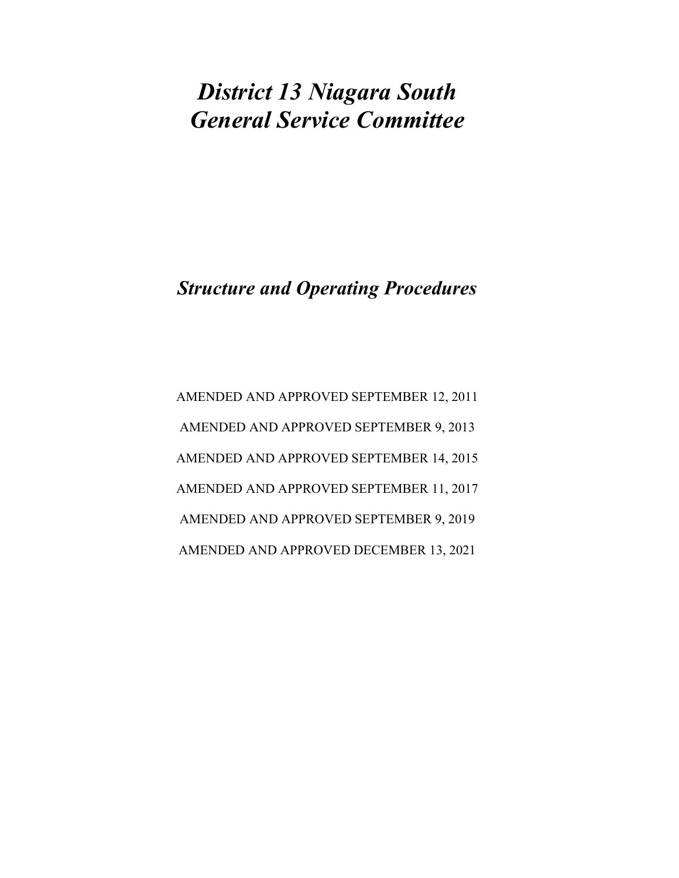# *District 13 Niagara South General Service Committee*

## *Structure and Operating Procedures*

AMENDED AND APPROVED SEPTEMBER 12, 2011

AMENDED AND APPROVED SEPTEMBER 9, 2013

AMENDED AND APPROVED SEPTEMBER 14, 2015

AMENDED AND APPROVED SEPTEMBER 11, 2017

AMENDED AND APPROVED SEPTEMBER 9, 2019

AMENDED AND APPROVED DECEMBER 13, 2021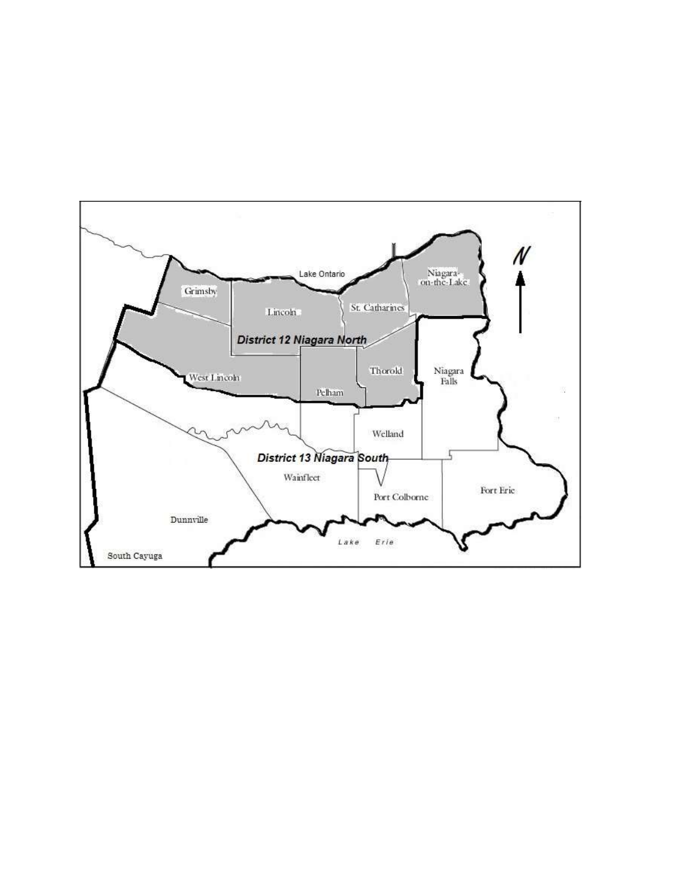Lake Ontario

Grimsby

Lincoln

St. Catharines

Niagara-on-the-Lake

N

**_District 12 Niagara North_**

West Lincoln

Pelham

Thorold

Niagara Falls

Welland

**_District 13 Niagara South_**

Wainfleet

Port Colborne

Fort Erie

Dunnville

South Cayuga

Lake Erie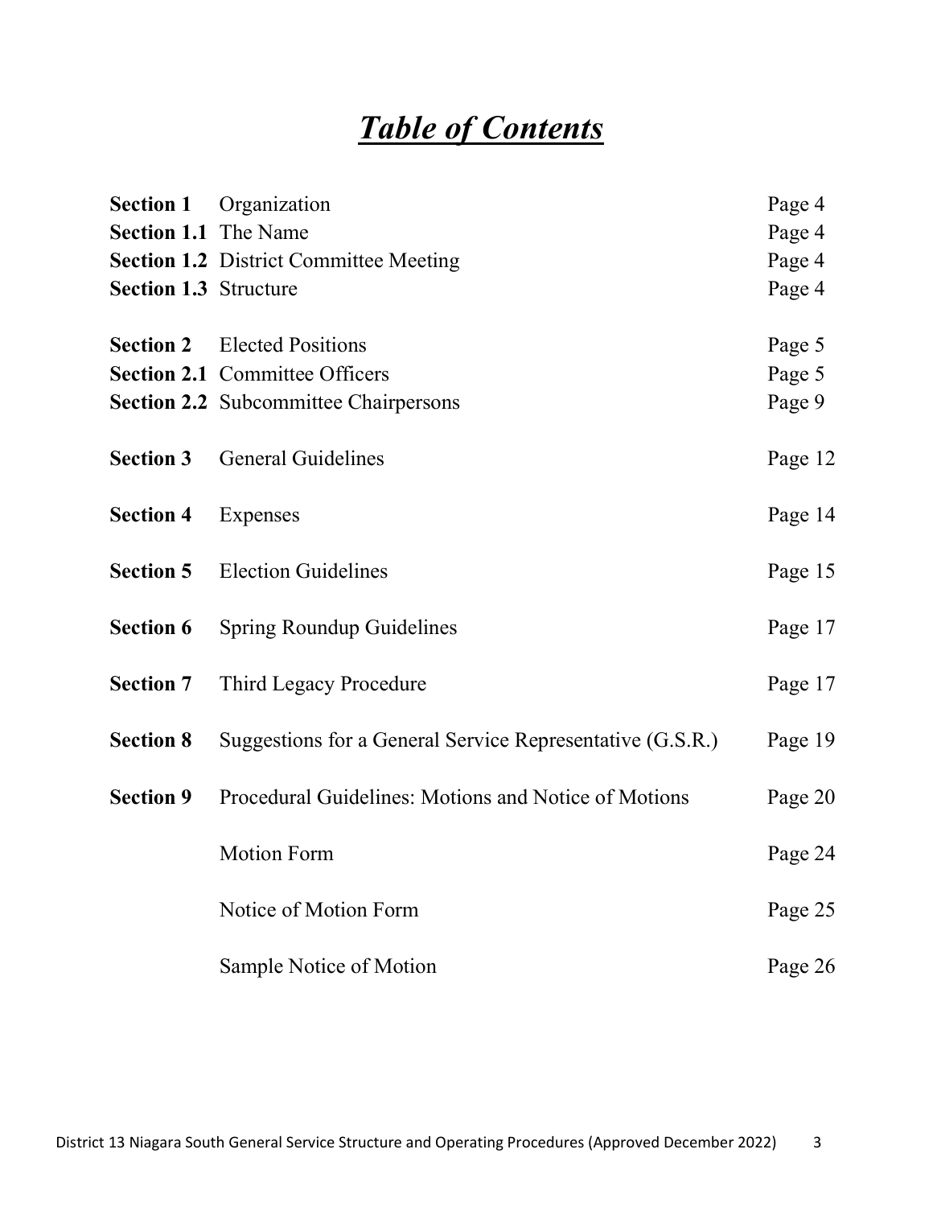# ***Table of Contents***

| | | |
|---|---|---|
| **Section 1** | Organization | Page 4 |
| **Section 1.1** | The Name | Page 4 |
| **Section 1.2** | District Committee Meeting | Page 4 |
| **Section 1.3** | Structure | Page 4 |
| **Section 2** | Elected Positions | Page 5 |
| **Section 2.1** | Committee Officers | Page 5 |
| **Section 2.2** | Subcommittee Chairpersons | Page 9 |
| **Section 3** | General Guidelines | Page 12 |
| **Section 4** | Expenses | Page 14 |
| **Section 5** | Election Guidelines | Page 15 |
| **Section 6** | Spring Roundup Guidelines | Page 17 |
| **Section 7** | Third Legacy Procedure | Page 17 |
| **Section 8** | Suggestions for a General Service Representative (G.S.R.) | Page 19 |
| **Section 9** | Procedural Guidelines: Motions and Notice of Motions | Page 20 |
| | Motion Form | Page 24 |
| | Notice of Motion Form | Page 25 |
| | Sample Notice of Motion | Page 26 |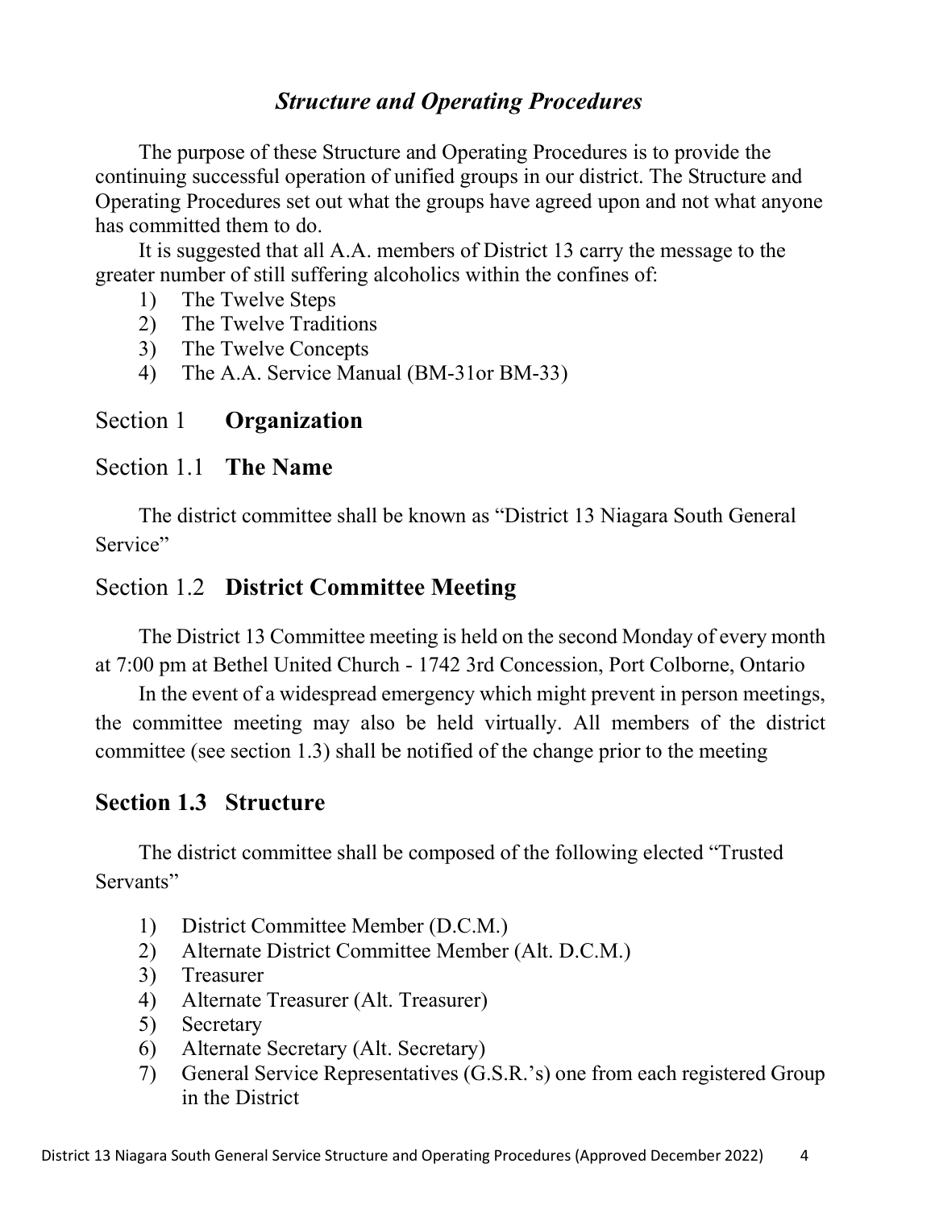## *Structure and Operating Procedures*

The purpose of these Structure and Operating Procedures is to provide the continuing successful operation of unified groups in our district. The Structure and Operating Procedures set out what the groups have agreed upon and not what anyone has committed them to do.

It is suggested that all A.A. members of District 13 carry the message to the greater number of still suffering alcoholics within the confines of:

1) The Twelve Steps
2) The Twelve Traditions
3) The Twelve Concepts
4) The A.A. Service Manual (BM-31or BM-33)

## Section 1 **Organization**

## Section 1.1 **The Name**

The district committee shall be known as "District 13 Niagara South General Service"

## Section 1.2 **District Committee Meeting**

The District 13 Committee meeting is held on the second Monday of every month at 7:00 pm at Bethel United Church - 1742 3rd Concession, Port Colborne, Ontario

In the event of a widespread emergency which might prevent in person meetings, the committee meeting may also be held virtually. All members of the district committee (see section 1.3) shall be notified of the change prior to the meeting

## **Section 1.3 Structure**

The district committee shall be composed of the following elected "Trusted Servants"

1) District Committee Member (D.C.M.)
2) Alternate District Committee Member (Alt. D.C.M.)
3) Treasurer
4) Alternate Treasurer (Alt. Treasurer)
5) Secretary
6) Alternate Secretary (Alt. Secretary)
7) General Service Representatives (G.S.R.'s) one from each registered Group in the District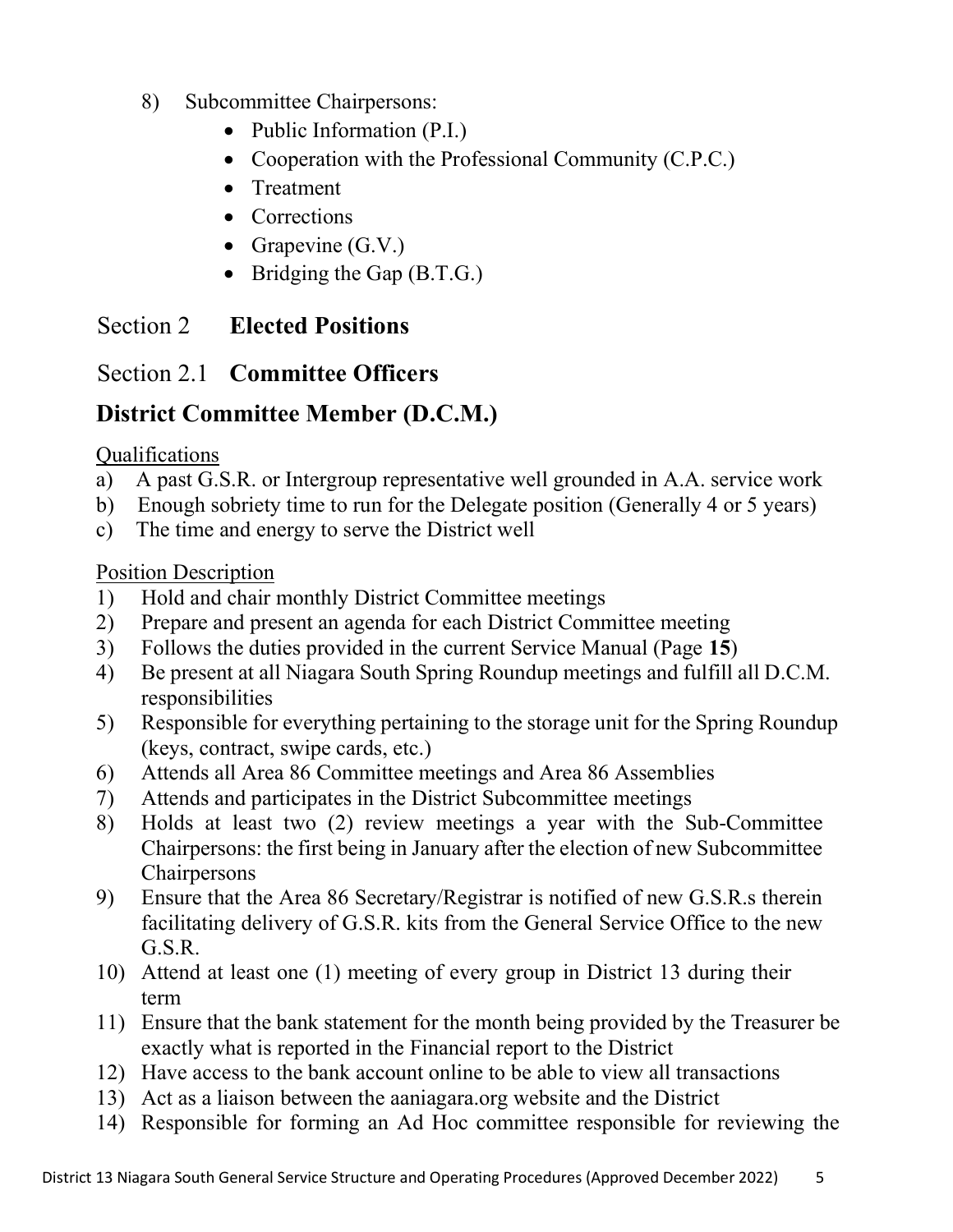8) Subcommittee Chairpersons:
   - Public Information (P.I.)
   - Cooperation with the Professional Community (C.P.C.)
   - Treatment
   - Corrections
   - Grapevine (G.V.)
   - Bridging the Gap (B.T.G.)

## Section 2 **Elected Positions**

## Section 2.1 **Committee Officers**

### District Committee Member (D.C.M.)

<u>Qualifications</u>

a) A past G.S.R. or Intergroup representative well grounded in A.A. service work
b) Enough sobriety time to run for the Delegate position (Generally 4 or 5 years)
c) The time and energy to serve the District well

<u>Position Description</u>

1) Hold and chair monthly District Committee meetings
2) Prepare and present an agenda for each District Committee meeting
3) Follows the duties provided in the current Service Manual (Page **15**)
4) Be present at all Niagara South Spring Roundup meetings and fulfill all D.C.M. responsibilities
5) Responsible for everything pertaining to the storage unit for the Spring Roundup (keys, contract, swipe cards, etc.)
6) Attends all Area 86 Committee meetings and Area 86 Assemblies
7) Attends and participates in the District Subcommittee meetings
8) Holds at least two (2) review meetings a year with the Sub-Committee Chairpersons: the first being in January after the election of new Subcommittee Chairpersons
9) Ensure that the Area 86 Secretary/Registrar is notified of new G.S.R.s therein facilitating delivery of G.S.R. kits from the General Service Office to the new G.S.R.
10) Attend at least one (1) meeting of every group in District 13 during their term
11) Ensure that the bank statement for the month being provided by the Treasurer be exactly what is reported in the Financial report to the District
12) Have access to the bank account online to be able to view all transactions
13) Act as a liaison between the aaniagara.org website and the District
14) Responsible for forming an Ad Hoc committee responsible for reviewing the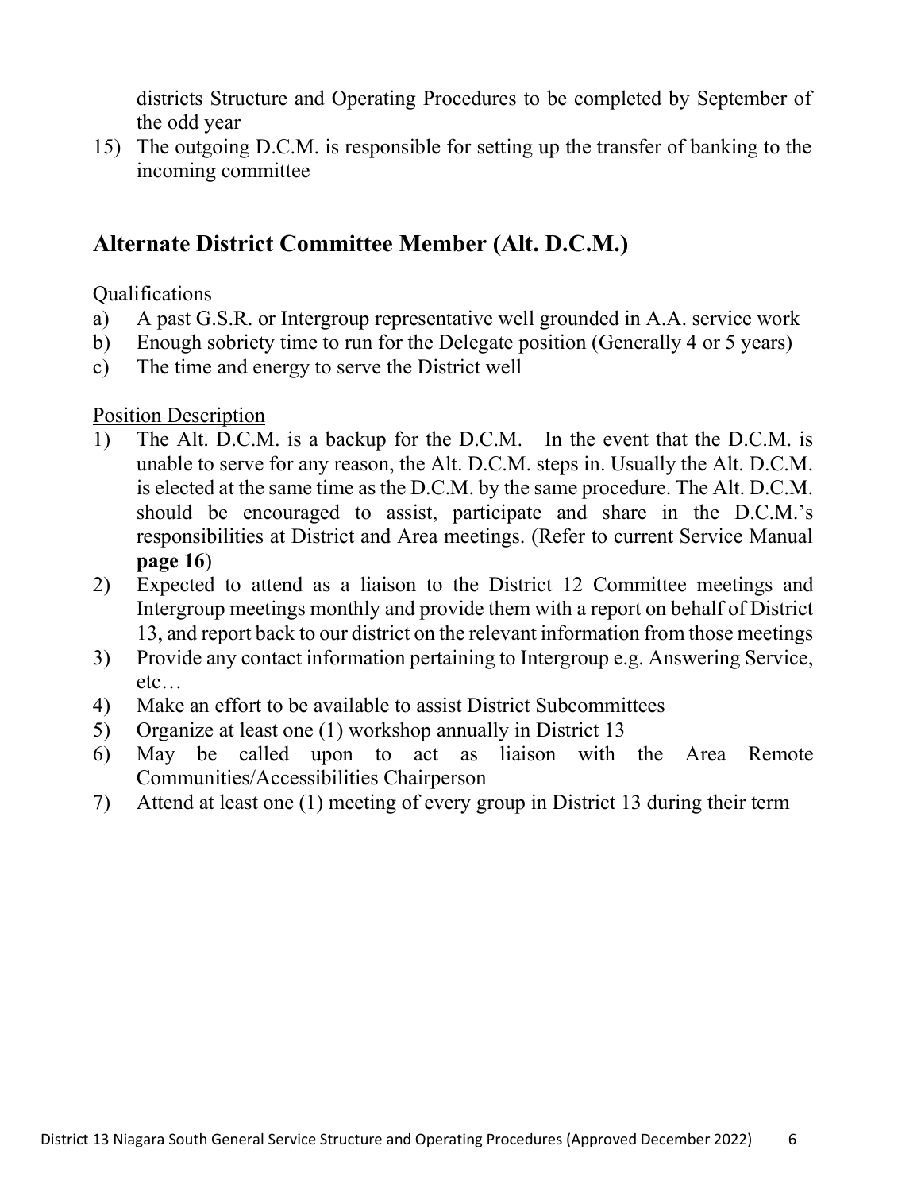districts Structure and Operating Procedures to be completed by September of the odd year

15) The outgoing D.C.M. is responsible for setting up the transfer of banking to the incoming committee

## Alternate District Committee Member (Alt. D.C.M.)

Qualifications

a) A past G.S.R. or Intergroup representative well grounded in A.A. service work
b) Enough sobriety time to run for the Delegate position (Generally 4 or 5 years)
c) The time and energy to serve the District well

Position Description

1) The Alt. D.C.M. is a backup for the D.C.M. In the event that the D.C.M. is unable to serve for any reason, the Alt. D.C.M. steps in. Usually the Alt. D.C.M. is elected at the same time as the D.C.M. by the same procedure. The Alt. D.C.M. should be encouraged to assist, participate and share in the D.C.M.'s responsibilities at District and Area meetings. (Refer to current Service Manual **page 16**)
2) Expected to attend as a liaison to the District 12 Committee meetings and Intergroup meetings monthly and provide them with a report on behalf of District 13, and report back to our district on the relevant information from those meetings
3) Provide any contact information pertaining to Intergroup e.g. Answering Service, etc…
4) Make an effort to be available to assist District Subcommittees
5) Organize at least one (1) workshop annually in District 13
6) May be called upon to act as liaison with the Area Remote Communities/Accessibilities Chairperson
7) Attend at least one (1) meeting of every group in District 13 during their term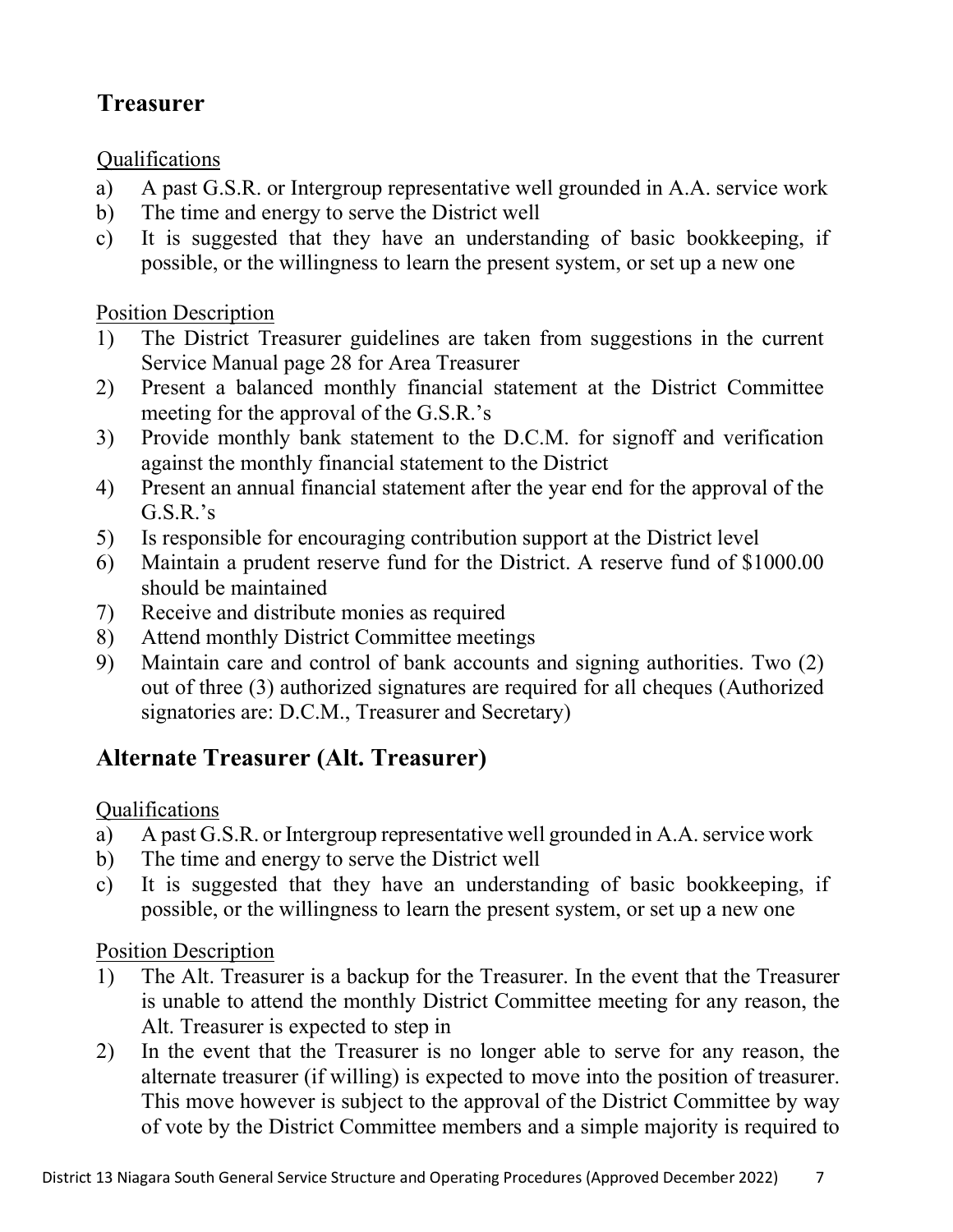## Treasurer

Qualifications

a) A past G.S.R. or Intergroup representative well grounded in A.A. service work
b) The time and energy to serve the District well
c) It is suggested that they have an understanding of basic bookkeeping, if possible, or the willingness to learn the present system, or set up a new one

Position Description

1) The District Treasurer guidelines are taken from suggestions in the current Service Manual page 28 for Area Treasurer
2) Present a balanced monthly financial statement at the District Committee meeting for the approval of the G.S.R.'s
3) Provide monthly bank statement to the D.C.M. for signoff and verification against the monthly financial statement to the District
4) Present an annual financial statement after the year end for the approval of the G.S.R.'s
5) Is responsible for encouraging contribution support at the District level
6) Maintain a prudent reserve fund for the District. A reserve fund of $1000.00 should be maintained
7) Receive and distribute monies as required
8) Attend monthly District Committee meetings
9) Maintain care and control of bank accounts and signing authorities. Two (2) out of three (3) authorized signatures are required for all cheques (Authorized signatories are: D.C.M., Treasurer and Secretary)

## Alternate Treasurer (Alt. Treasurer)

Qualifications

a) A past G.S.R. or Intergroup representative well grounded in A.A. service work
b) The time and energy to serve the District well
c) It is suggested that they have an understanding of basic bookkeeping, if possible, or the willingness to learn the present system, or set up a new one

Position Description

1) The Alt. Treasurer is a backup for the Treasurer. In the event that the Treasurer is unable to attend the monthly District Committee meeting for any reason, the Alt. Treasurer is expected to step in
2) In the event that the Treasurer is no longer able to serve for any reason, the alternate treasurer (if willing) is expected to move into the position of treasurer. This move however is subject to the approval of the District Committee by way of vote by the District Committee members and a simple majority is required to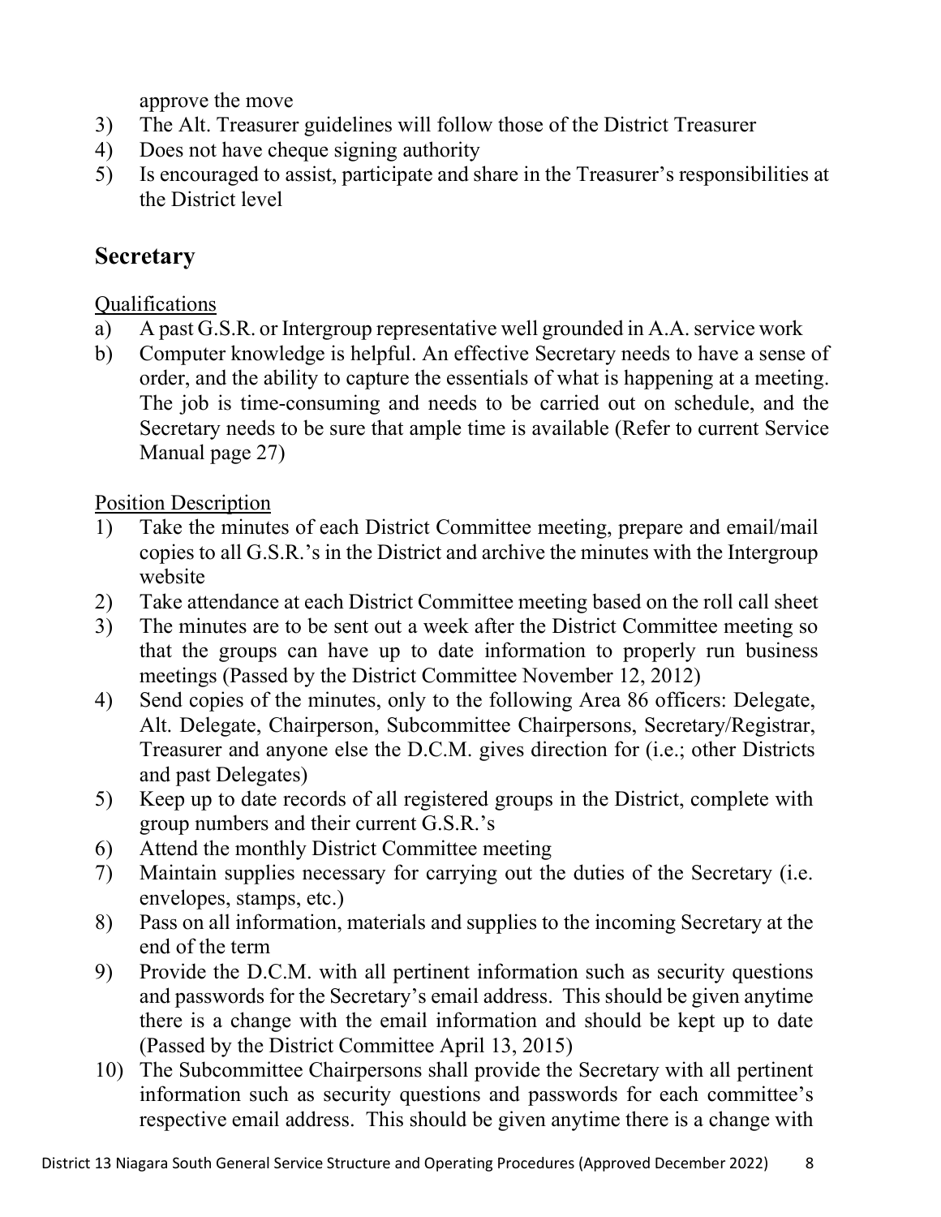approve the move

3) The Alt. Treasurer guidelines will follow those of the District Treasurer
4) Does not have cheque signing authority
5) Is encouraged to assist, participate and share in the Treasurer's responsibilities at the District level

## Secretary

Qualifications

a) A past G.S.R. or Intergroup representative well grounded in A.A. service work
b) Computer knowledge is helpful. An effective Secretary needs to have a sense of order, and the ability to capture the essentials of what is happening at a meeting. The job is time-consuming and needs to be carried out on schedule, and the Secretary needs to be sure that ample time is available (Refer to current Service Manual page 27)

Position Description

1) Take the minutes of each District Committee meeting, prepare and email/mail copies to all G.S.R.'s in the District and archive the minutes with the Intergroup website
2) Take attendance at each District Committee meeting based on the roll call sheet
3) The minutes are to be sent out a week after the District Committee meeting so that the groups can have up to date information to properly run business meetings (Passed by the District Committee November 12, 2012)
4) Send copies of the minutes, only to the following Area 86 officers: Delegate, Alt. Delegate, Chairperson, Subcommittee Chairpersons, Secretary/Registrar, Treasurer and anyone else the D.C.M. gives direction for (i.e.; other Districts and past Delegates)
5) Keep up to date records of all registered groups in the District, complete with group numbers and their current G.S.R.'s
6) Attend the monthly District Committee meeting
7) Maintain supplies necessary for carrying out the duties of the Secretary (i.e. envelopes, stamps, etc.)
8) Pass on all information, materials and supplies to the incoming Secretary at the end of the term
9) Provide the D.C.M. with all pertinent information such as security questions and passwords for the Secretary's email address. This should be given anytime there is a change with the email information and should be kept up to date (Passed by the District Committee April 13, 2015)
10) The Subcommittee Chairpersons shall provide the Secretary with all pertinent information such as security questions and passwords for each committee's respective email address. This should be given anytime there is a change with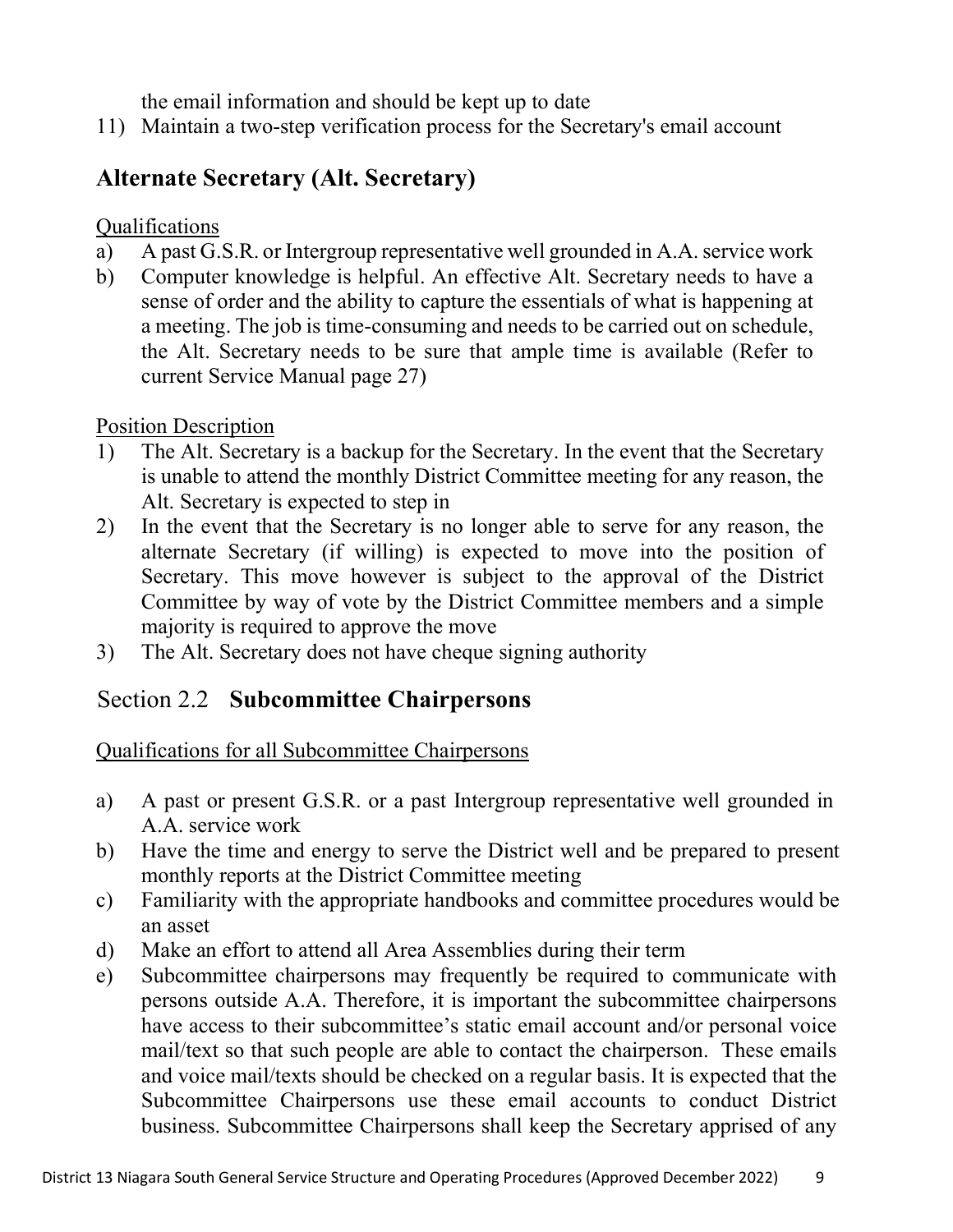the email information and should be kept up to date

11) Maintain a two-step verification process for the Secretary's email account

## Alternate Secretary (Alt. Secretary)

Qualifications

a) A past G.S.R. or Intergroup representative well grounded in A.A. service work
b) Computer knowledge is helpful. An effective Alt. Secretary needs to have a sense of order and the ability to capture the essentials of what is happening at a meeting. The job is time-consuming and needs to be carried out on schedule, the Alt. Secretary needs to be sure that ample time is available (Refer to current Service Manual page 27)

Position Description

1) The Alt. Secretary is a backup for the Secretary. In the event that the Secretary is unable to attend the monthly District Committee meeting for any reason, the Alt. Secretary is expected to step in
2) In the event that the Secretary is no longer able to serve for any reason, the alternate Secretary (if willing) is expected to move into the position of Secretary. This move however is subject to the approval of the District Committee by way of vote by the District Committee members and a simple majority is required to approve the move
3) The Alt. Secretary does not have cheque signing authority

## Section 2.2 **Subcommittee Chairpersons**

Qualifications for all Subcommittee Chairpersons

a) A past or present G.S.R. or a past Intergroup representative well grounded in A.A. service work
b) Have the time and energy to serve the District well and be prepared to present monthly reports at the District Committee meeting
c) Familiarity with the appropriate handbooks and committee procedures would be an asset
d) Make an effort to attend all Area Assemblies during their term
e) Subcommittee chairpersons may frequently be required to communicate with persons outside A.A. Therefore, it is important the subcommittee chairpersons have access to their subcommittee's static email account and/or personal voice mail/text so that such people are able to contact the chairperson. These emails and voice mail/texts should be checked on a regular basis. It is expected that the Subcommittee Chairpersons use these email accounts to conduct District business. Subcommittee Chairpersons shall keep the Secretary apprised of any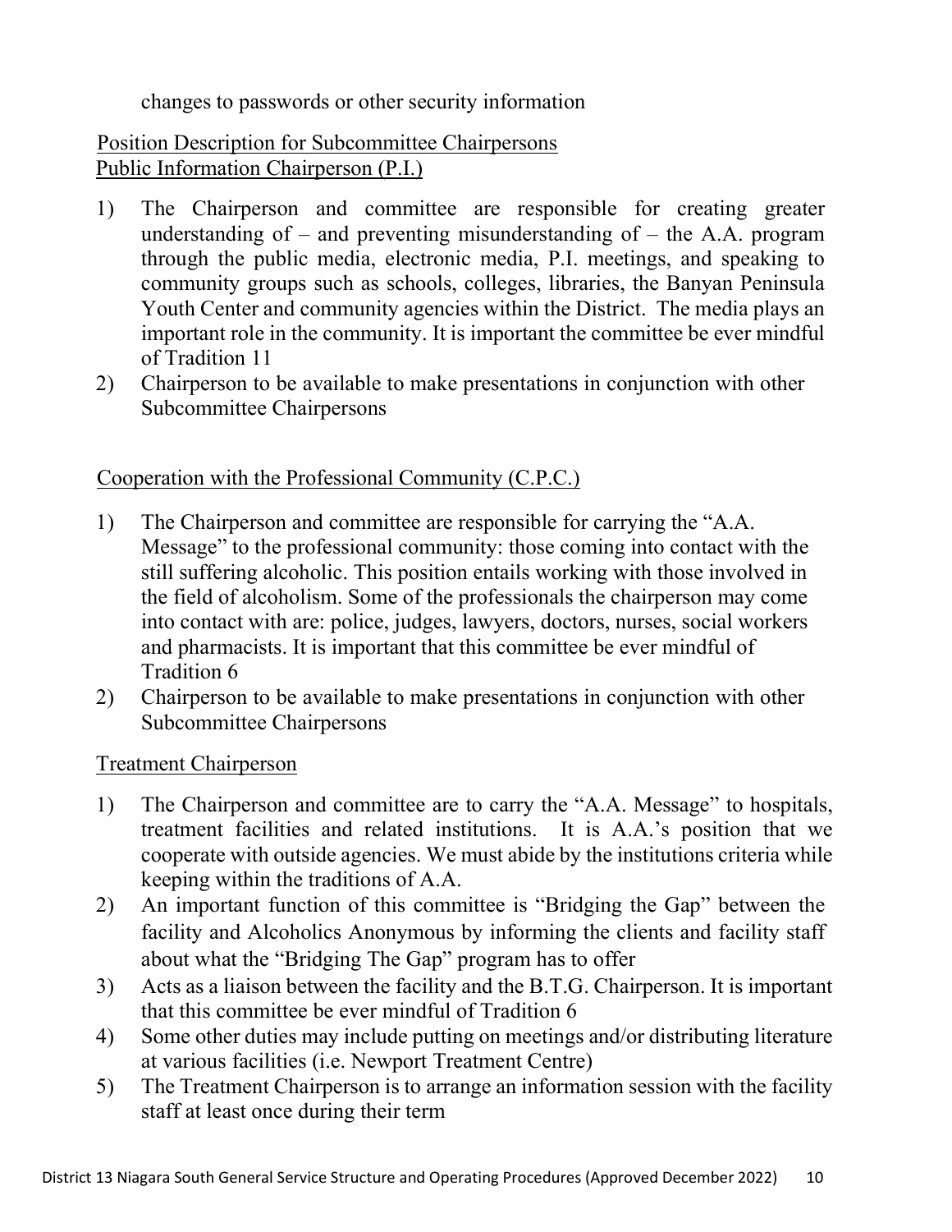changes to passwords or other security information

## Position Description for Subcommittee Chairpersons

### Public Information Chairperson (P.I.)

1) The Chairperson and committee are responsible for creating greater understanding of – and preventing misunderstanding of – the A.A. program through the public media, electronic media, P.I. meetings, and speaking to community groups such as schools, colleges, libraries, the Banyan Peninsula Youth Center and community agencies within the District. The media plays an important role in the community. It is important the committee be ever mindful of Tradition 11
2) Chairperson to be available to make presentations in conjunction with other Subcommittee Chairpersons

### Cooperation with the Professional Community (C.P.C.)

1) The Chairperson and committee are responsible for carrying the "A.A. Message" to the professional community: those coming into contact with the still suffering alcoholic. This position entails working with those involved in the field of alcoholism. Some of the professionals the chairperson may come into contact with are: police, judges, lawyers, doctors, nurses, social workers and pharmacists. It is important that this committee be ever mindful of Tradition 6
2) Chairperson to be available to make presentations in conjunction with other Subcommittee Chairpersons

### Treatment Chairperson

1) The Chairperson and committee are to carry the "A.A. Message" to hospitals, treatment facilities and related institutions. It is A.A.'s position that we cooperate with outside agencies. We must abide by the institutions criteria while keeping within the traditions of A.A.
2) An important function of this committee is "Bridging the Gap" between the facility and Alcoholics Anonymous by informing the clients and facility staff about what the "Bridging The Gap" program has to offer
3) Acts as a liaison between the facility and the B.T.G. Chairperson. It is important that this committee be ever mindful of Tradition 6
4) Some other duties may include putting on meetings and/or distributing literature at various facilities (i.e. Newport Treatment Centre)
5) The Treatment Chairperson is to arrange an information session with the facility staff at least once during their term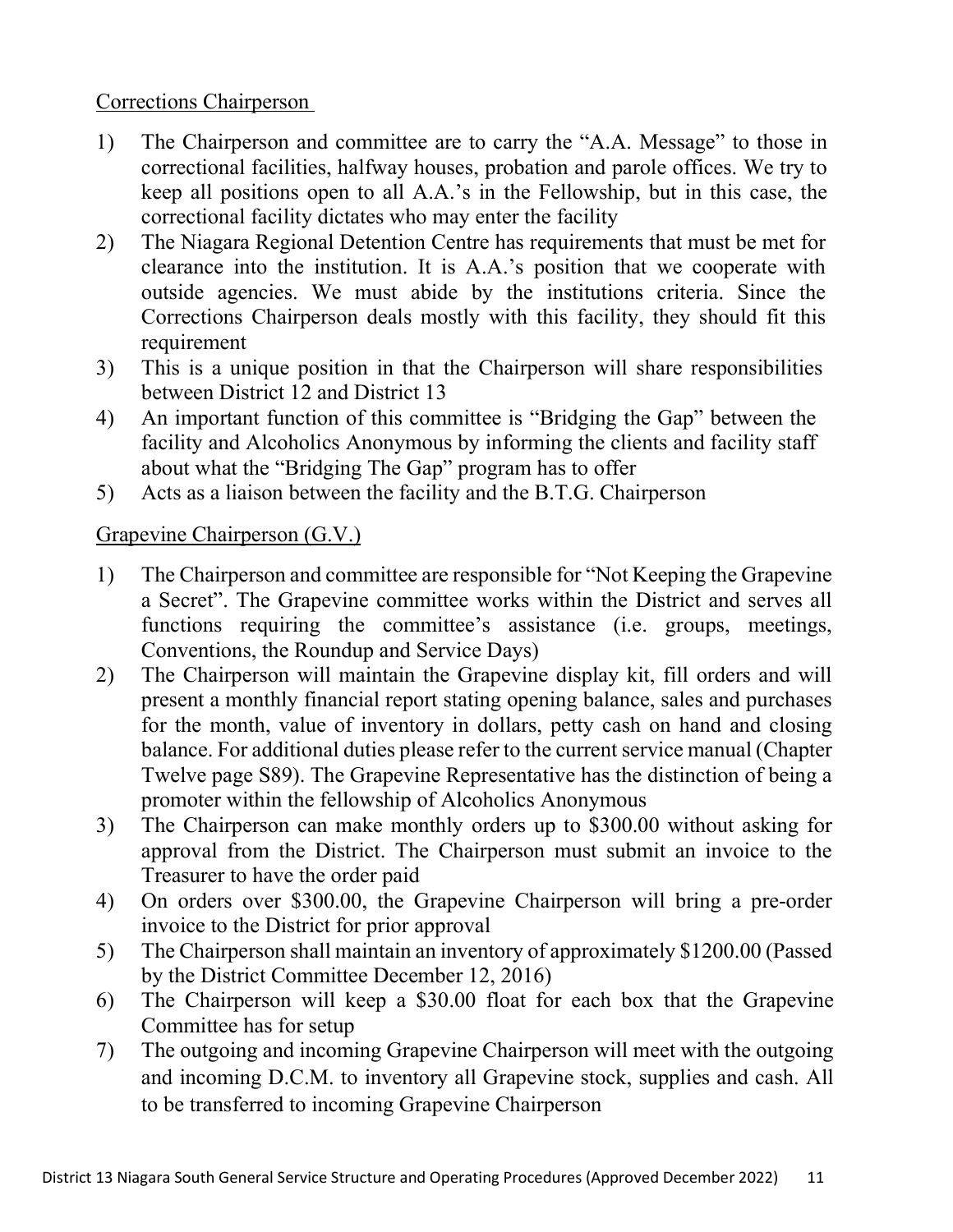Corrections Chairperson

1) The Chairperson and committee are to carry the "A.A. Message" to those in correctional facilities, halfway houses, probation and parole offices. We try to keep all positions open to all A.A.'s in the Fellowship, but in this case, the correctional facility dictates who may enter the facility
2) The Niagara Regional Detention Centre has requirements that must be met for clearance into the institution. It is A.A.'s position that we cooperate with outside agencies. We must abide by the institutions criteria. Since the Corrections Chairperson deals mostly with this facility, they should fit this requirement
3) This is a unique position in that the Chairperson will share responsibilities between District 12 and District 13
4) An important function of this committee is "Bridging the Gap" between the facility and Alcoholics Anonymous by informing the clients and facility staff about what the "Bridging The Gap" program has to offer
5) Acts as a liaison between the facility and the B.T.G. Chairperson

Grapevine Chairperson (G.V.)

1) The Chairperson and committee are responsible for "Not Keeping the Grapevine a Secret". The Grapevine committee works within the District and serves all functions requiring the committee's assistance (i.e. groups, meetings, Conventions, the Roundup and Service Days)
2) The Chairperson will maintain the Grapevine display kit, fill orders and will present a monthly financial report stating opening balance, sales and purchases for the month, value of inventory in dollars, petty cash on hand and closing balance. For additional duties please refer to the current service manual (Chapter Twelve page S89). The Grapevine Representative has the distinction of being a promoter within the fellowship of Alcoholics Anonymous
3) The Chairperson can make monthly orders up to $300.00 without asking for approval from the District. The Chairperson must submit an invoice to the Treasurer to have the order paid
4) On orders over $300.00, the Grapevine Chairperson will bring a pre-order invoice to the District for prior approval
5) The Chairperson shall maintain an inventory of approximately $1200.00 (Passed by the District Committee December 12, 2016)
6) The Chairperson will keep a $30.00 float for each box that the Grapevine Committee has for setup
7) The outgoing and incoming Grapevine Chairperson will meet with the outgoing and incoming D.C.M. to inventory all Grapevine stock, supplies and cash. All to be transferred to incoming Grapevine Chairperson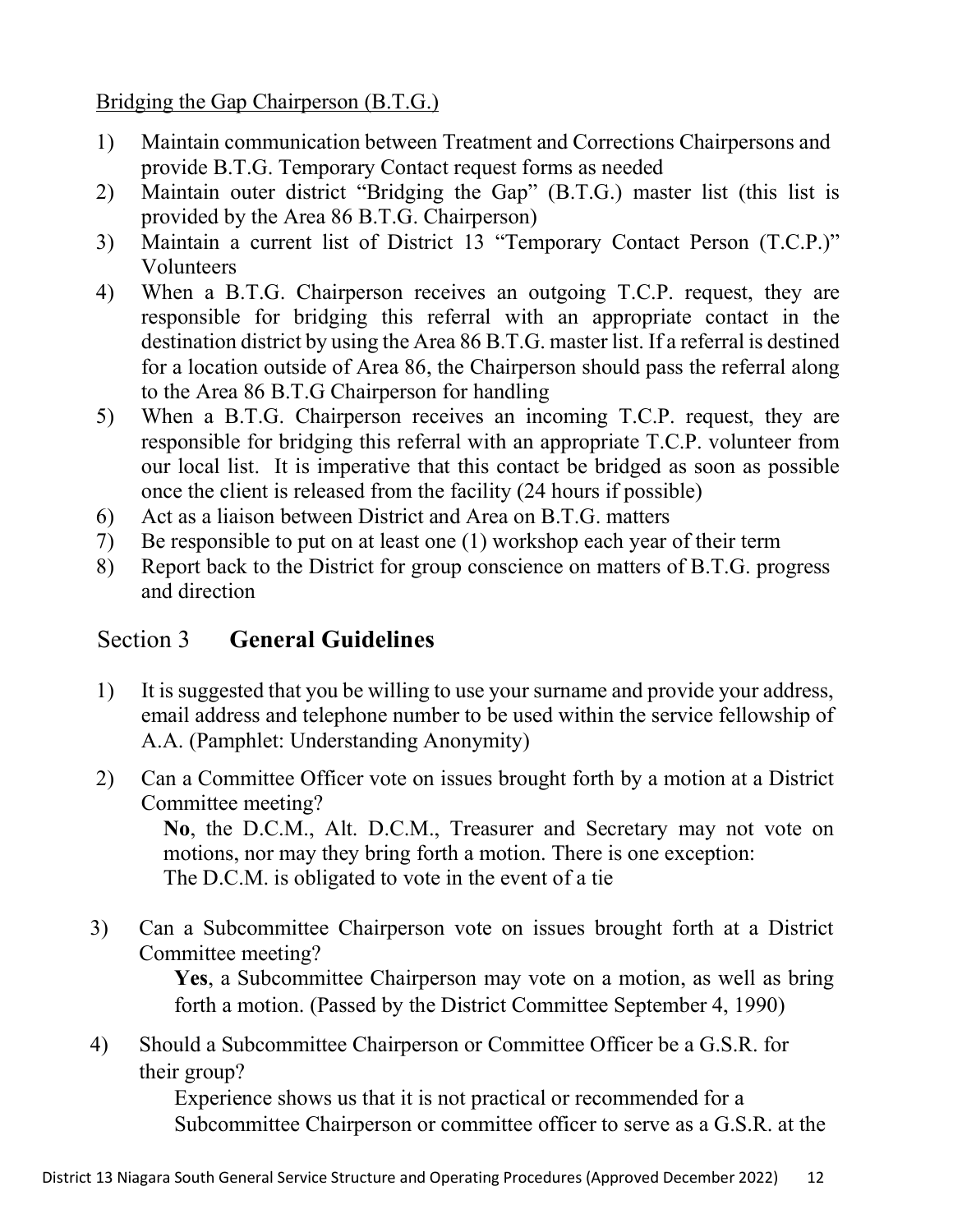Bridging the Gap Chairperson (B.T.G.)

1) Maintain communication between Treatment and Corrections Chairpersons and provide B.T.G. Temporary Contact request forms as needed
2) Maintain outer district "Bridging the Gap" (B.T.G.) master list (this list is provided by the Area 86 B.T.G. Chairperson)
3) Maintain a current list of District 13 "Temporary Contact Person (T.C.P.)" Volunteers
4) When a B.T.G. Chairperson receives an outgoing T.C.P. request, they are responsible for bridging this referral with an appropriate contact in the destination district by using the Area 86 B.T.G. master list. If a referral is destined for a location outside of Area 86, the Chairperson should pass the referral along to the Area 86 B.T.G Chairperson for handling
5) When a B.T.G. Chairperson receives an incoming T.C.P. request, they are responsible for bridging this referral with an appropriate T.C.P. volunteer from our local list. It is imperative that this contact be bridged as soon as possible once the client is released from the facility (24 hours if possible)
6) Act as a liaison between District and Area on B.T.G. matters
7) Be responsible to put on at least one (1) workshop each year of their term
8) Report back to the District for group conscience on matters of B.T.G. progress and direction

## Section 3 **General Guidelines**

1) It is suggested that you be willing to use your surname and provide your address, email address and telephone number to be used within the service fellowship of A.A. (Pamphlet: Understanding Anonymity)

2) Can a Committee Officer vote on issues brought forth by a motion at a District Committee meeting?

   **No**, the D.C.M., Alt. D.C.M., Treasurer and Secretary may not vote on motions, nor may they bring forth a motion. There is one exception:
   The D.C.M. is obligated to vote in the event of a tie

3) Can a Subcommittee Chairperson vote on issues brought forth at a District Committee meeting?

   **Yes**, a Subcommittee Chairperson may vote on a motion, as well as bring forth a motion. (Passed by the District Committee September 4, 1990)

4) Should a Subcommittee Chairperson or Committee Officer be a G.S.R. for their group?

   Experience shows us that it is not practical or recommended for a Subcommittee Chairperson or committee officer to serve as a G.S.R. at the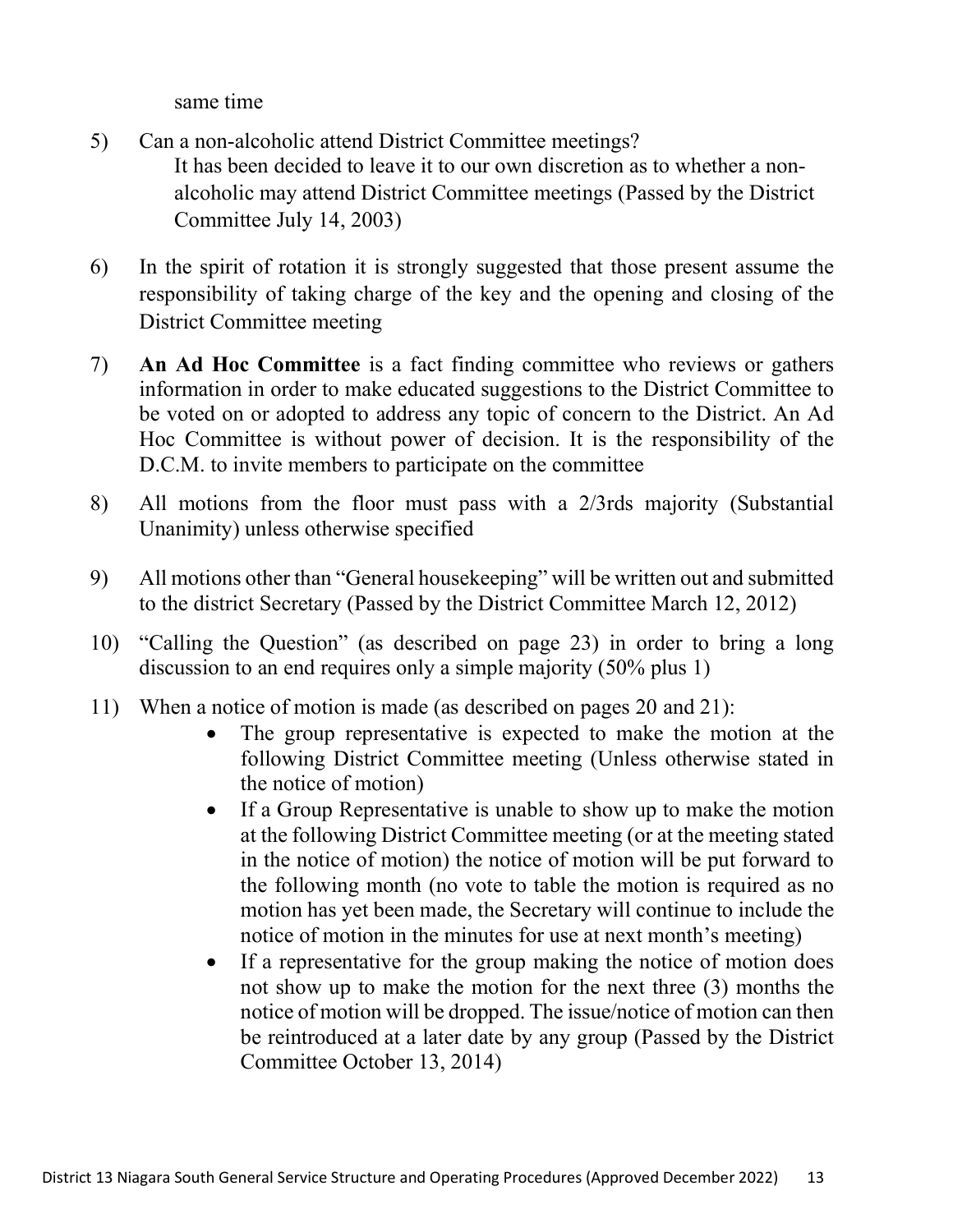same time

5) Can a non-alcoholic attend District Committee meetings?
   It has been decided to leave it to our own discretion as to whether a non-alcoholic may attend District Committee meetings (Passed by the District Committee July 14, 2003)

6) In the spirit of rotation it is strongly suggested that those present assume the responsibility of taking charge of the key and the opening and closing of the District Committee meeting

7) **An Ad Hoc Committee** is a fact finding committee who reviews or gathers information in order to make educated suggestions to the District Committee to be voted on or adopted to address any topic of concern to the District. An Ad Hoc Committee is without power of decision. It is the responsibility of the D.C.M. to invite members to participate on the committee

8) All motions from the floor must pass with a 2/3rds majority (Substantial Unanimity) unless otherwise specified

9) All motions other than "General housekeeping" will be written out and submitted to the district Secretary (Passed by the District Committee March 12, 2012)

10) "Calling the Question" (as described on page 23) in order to bring a long discussion to an end requires only a simple majority (50% plus 1)

11) When a notice of motion is made (as described on pages 20 and 21):
    - The group representative is expected to make the motion at the following District Committee meeting (Unless otherwise stated in the notice of motion)
    - If a Group Representative is unable to show up to make the motion at the following District Committee meeting (or at the meeting stated in the notice of motion) the notice of motion will be put forward to the following month (no vote to table the motion is required as no motion has yet been made, the Secretary will continue to include the notice of motion in the minutes for use at next month's meeting)
    - If a representative for the group making the notice of motion does not show up to make the motion for the next three (3) months the notice of motion will be dropped. The issue/notice of motion can then be reintroduced at a later date by any group (Passed by the District Committee October 13, 2014)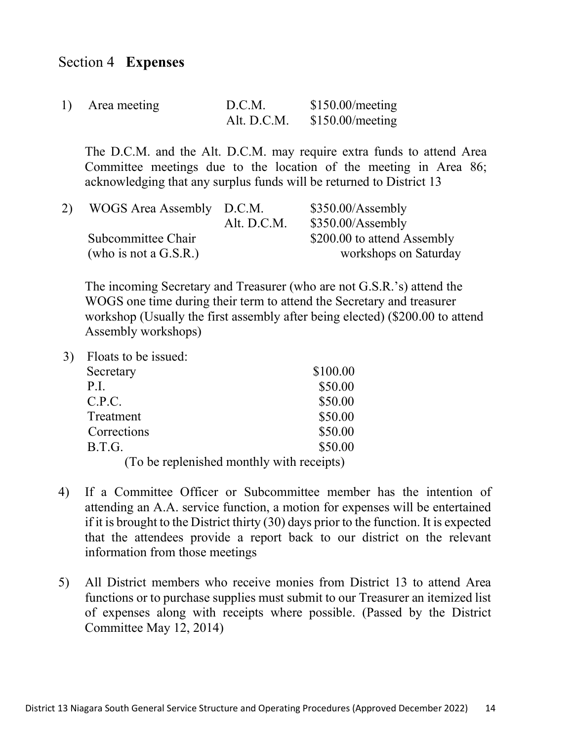## Section 4 **Expenses**

1) Area meeting

| | | |
|---|---|---|
| Area meeting | D.C.M. | $150.00/meeting |
| | Alt. D.C.M. | $150.00/meeting |

The D.C.M. and the Alt. D.C.M. may require extra funds to attend Area Committee meetings due to the location of the meeting in Area 86; acknowledging that any surplus funds will be returned to District 13

2) WOGS Area Assembly

| | | |
|---|---|---|
| WOGS Area Assembly | D.C.M. | $350.00/Assembly |
| | Alt. D.C.M. | $350.00/Assembly |
| Subcommittee Chair (who is not a G.S.R.) | | $200.00 to attend Assembly workshops on Saturday |

The incoming Secretary and Treasurer (who are not G.S.R.'s) attend the WOGS one time during their term to attend the Secretary and treasurer workshop (Usually the first assembly after being elected) ($200.00 to attend Assembly workshops)

3) Floats to be issued:

| | |
|---|---|
| Secretary | $100.00 |
| P.I. | $50.00 |
| C.P.C. | $50.00 |
| Treatment | $50.00 |
| Corrections | $50.00 |
| B.T.G. | $50.00 |

(To be replenished monthly with receipts)

4) If a Committee Officer or Subcommittee member has the intention of attending an A.A. service function, a motion for expenses will be entertained if it is brought to the District thirty (30) days prior to the function. It is expected that the attendees provide a report back to our district on the relevant information from those meetings

5) All District members who receive monies from District 13 to attend Area functions or to purchase supplies must submit to our Treasurer an itemized list of expenses along with receipts where possible. (Passed by the District Committee May 12, 2014)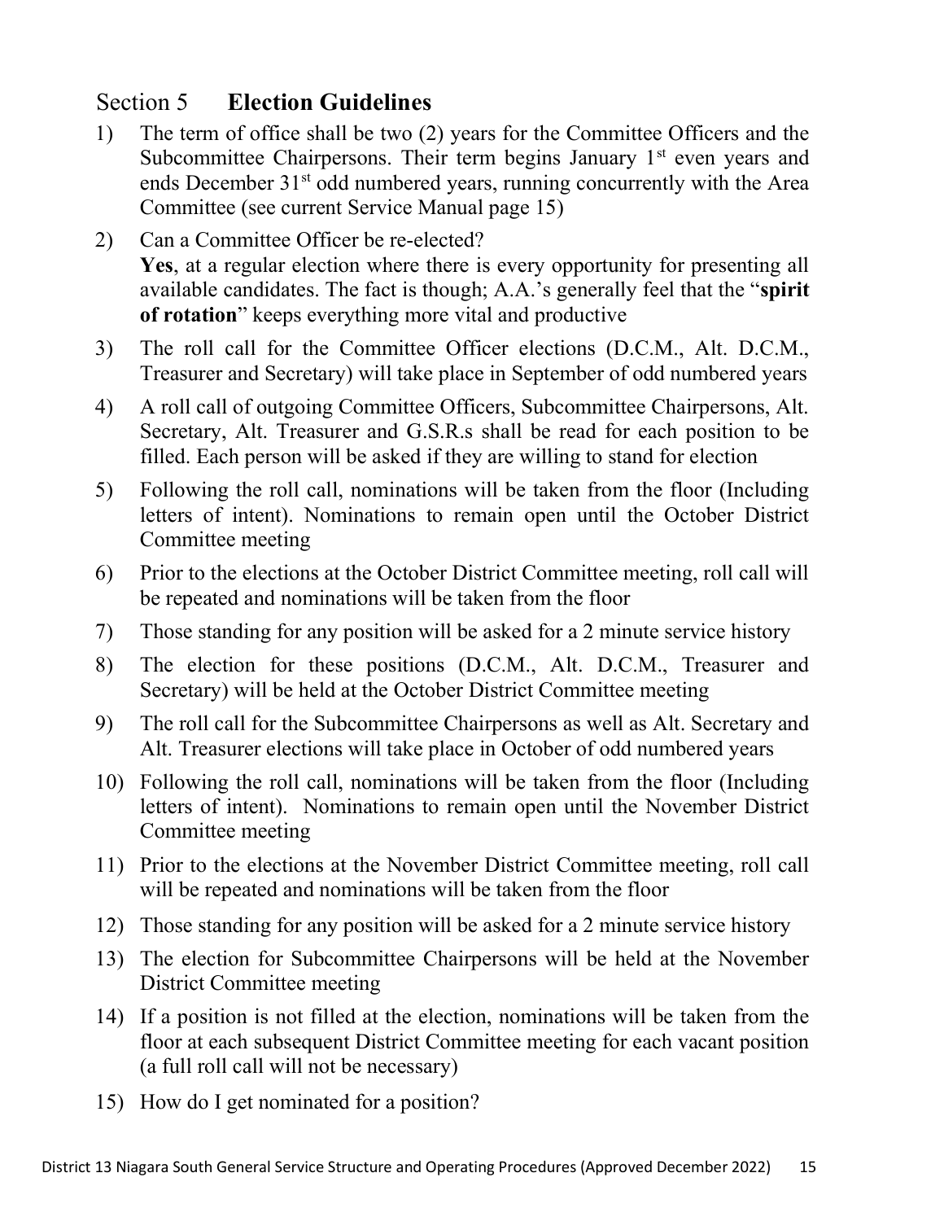## Section 5 **Election Guidelines**

1) The term of office shall be two (2) years for the Committee Officers and the Subcommittee Chairpersons. Their term begins January 1st even years and ends December 31st odd numbered years, running concurrently with the Area Committee (see current Service Manual page 15)
2) Can a Committee Officer be re-elected?
   **Yes**, at a regular election where there is every opportunity for presenting all available candidates. The fact is though; A.A.'s generally feel that the "**spirit of rotation**" keeps everything more vital and productive
3) The roll call for the Committee Officer elections (D.C.M., Alt. D.C.M., Treasurer and Secretary) will take place in September of odd numbered years
4) A roll call of outgoing Committee Officers, Subcommittee Chairpersons, Alt. Secretary, Alt. Treasurer and G.S.R.s shall be read for each position to be filled. Each person will be asked if they are willing to stand for election
5) Following the roll call, nominations will be taken from the floor (Including letters of intent). Nominations to remain open until the October District Committee meeting
6) Prior to the elections at the October District Committee meeting, roll call will be repeated and nominations will be taken from the floor
7) Those standing for any position will be asked for a 2 minute service history
8) The election for these positions (D.C.M., Alt. D.C.M., Treasurer and Secretary) will be held at the October District Committee meeting
9) The roll call for the Subcommittee Chairpersons as well as Alt. Secretary and Alt. Treasurer elections will take place in October of odd numbered years
10) Following the roll call, nominations will be taken from the floor (Including letters of intent). Nominations to remain open until the November District Committee meeting
11) Prior to the elections at the November District Committee meeting, roll call will be repeated and nominations will be taken from the floor
12) Those standing for any position will be asked for a 2 minute service history
13) The election for Subcommittee Chairpersons will be held at the November District Committee meeting
14) If a position is not filled at the election, nominations will be taken from the floor at each subsequent District Committee meeting for each vacant position (a full roll call will not be necessary)
15) How do I get nominated for a position?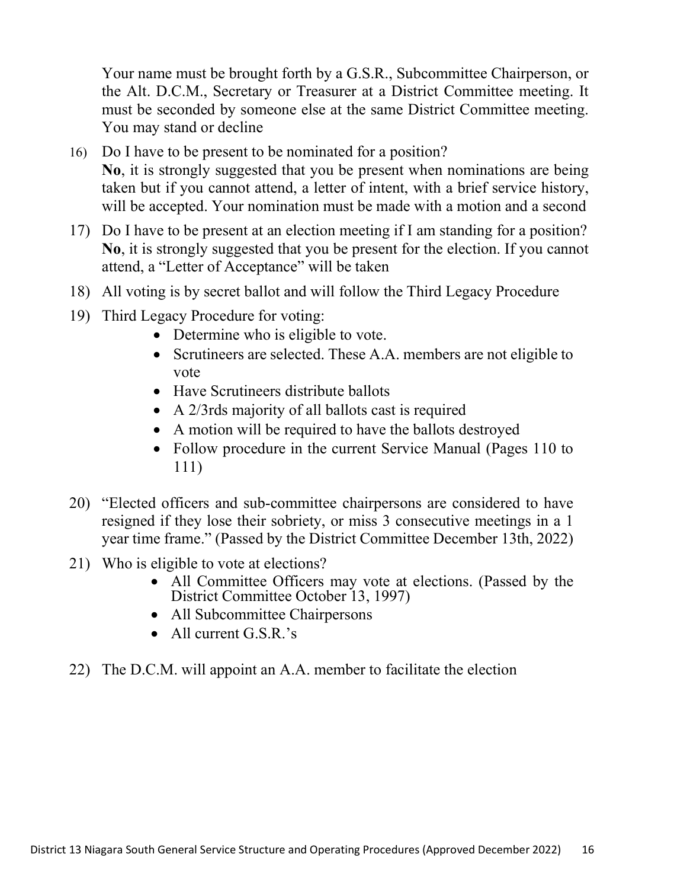Your name must be brought forth by a G.S.R., Subcommittee Chairperson, or the Alt. D.C.M., Secretary or Treasurer at a District Committee meeting. It must be seconded by someone else at the same District Committee meeting. You may stand or decline

16) Do I have to be present to be nominated for a position?
    **No**, it is strongly suggested that you be present when nominations are being taken but if you cannot attend, a letter of intent, with a brief service history, will be accepted. Your nomination must be made with a motion and a second

17) Do I have to be present at an election meeting if I am standing for a position?
    **No**, it is strongly suggested that you be present for the election. If you cannot attend, a "Letter of Acceptance" will be taken

18) All voting is by secret ballot and will follow the Third Legacy Procedure

19) Third Legacy Procedure for voting:
    - Determine who is eligible to vote.
    - Scrutineers are selected. These A.A. members are not eligible to vote
    - Have Scrutineers distribute ballots
    - A 2/3rds majority of all ballots cast is required
    - A motion will be required to have the ballots destroyed
    - Follow procedure in the current Service Manual (Pages 110 to 111)

20) "Elected officers and sub-committee chairpersons are considered to have resigned if they lose their sobriety, or miss 3 consecutive meetings in a 1 year time frame." (Passed by the District Committee December 13th, 2022)

21) Who is eligible to vote at elections?
    - All Committee Officers may vote at elections. (Passed by the District Committee October 13, 1997)
    - All Subcommittee Chairpersons
    - All current G.S.R.'s

22) The D.C.M. will appoint an A.A. member to facilitate the election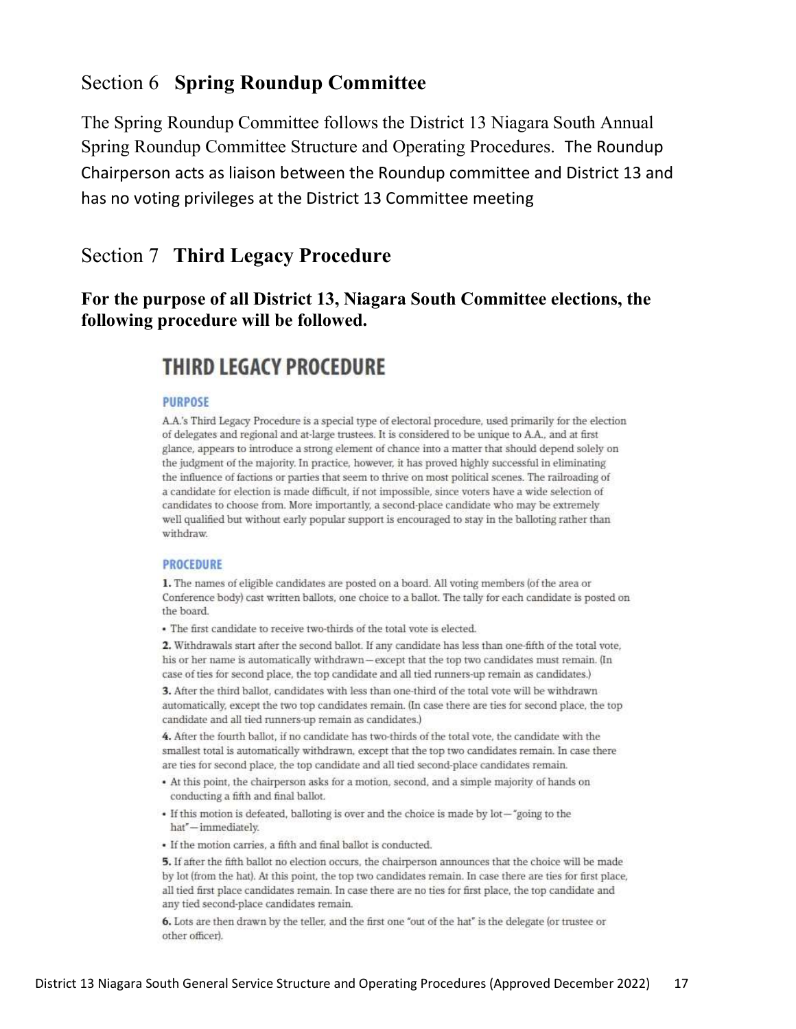## Section 6 **Spring Roundup Committee**

The Spring Roundup Committee follows the District 13 Niagara South Annual Spring Roundup Committee Structure and Operating Procedures. The Roundup Chairperson acts as liaison between the Roundup committee and District 13 and has no voting privileges at the District 13 Committee meeting

## Section 7 **Third Legacy Procedure**

**For the purpose of all District 13, Niagara South Committee elections, the following procedure will be followed.**

# THIRD LEGACY PROCEDURE

### PURPOSE

A.A.'s Third Legacy Procedure is a special type of electoral procedure, used primarily for the election of delegates and regional and at-large trustees. It is considered to be unique to A.A., and at first glance, appears to introduce a strong element of chance into a matter that should depend solely on the judgment of the majority. In practice, however, it has proved highly successful in eliminating the influence of factions or parties that seem to thrive on most political scenes. The railroading of a candidate for election is made difficult, if not impossible, since voters have a wide selection of candidates to choose from. More importantly, a second-place candidate who may be extremely well qualified but without early popular support is encouraged to stay in the balloting rather than withdraw.

### PROCEDURE

**1.** The names of eligible candidates are posted on a board. All voting members (of the area or Conference body) cast written ballots, one choice to a ballot. The tally for each candidate is posted on the board.

- The first candidate to receive two-thirds of the total vote is elected.

**2.** Withdrawals start after the second ballot. If any candidate has less than one-fifth of the total vote, his or her name is automatically withdrawn—except that the top two candidates must remain. (In case of ties for second place, the top candidate and all tied runners-up remain as candidates.)

**3.** After the third ballot, candidates with less than one-third of the total vote will be withdrawn automatically, except the two top candidates remain. (In case there are ties for second place, the top candidate and all tied runners-up remain as candidates.)

**4.** After the fourth ballot, if no candidate has two-thirds of the total vote, the candidate with the smallest total is automatically withdrawn, except that the top two candidates remain. In case there are ties for second place, the top candidate and all tied second-place candidates remain.

- At this point, the chairperson asks for a motion, second, and a simple majority of hands on conducting a fifth and final ballot.
- If this motion is defeated, balloting is over and the choice is made by lot—"going to the hat"—immediately.
- If the motion carries, a fifth and final ballot is conducted.

**5.** If after the fifth ballot no election occurs, the chairperson announces that the choice will be made by lot (from the hat). At this point, the top two candidates remain. In case there are ties for first place, all tied first place candidates remain. In case there are no ties for first place, the top candidate and any tied second-place candidates remain.

**6.** Lots are then drawn by the teller, and the first one "out of the hat" is the delegate (or trustee or other officer).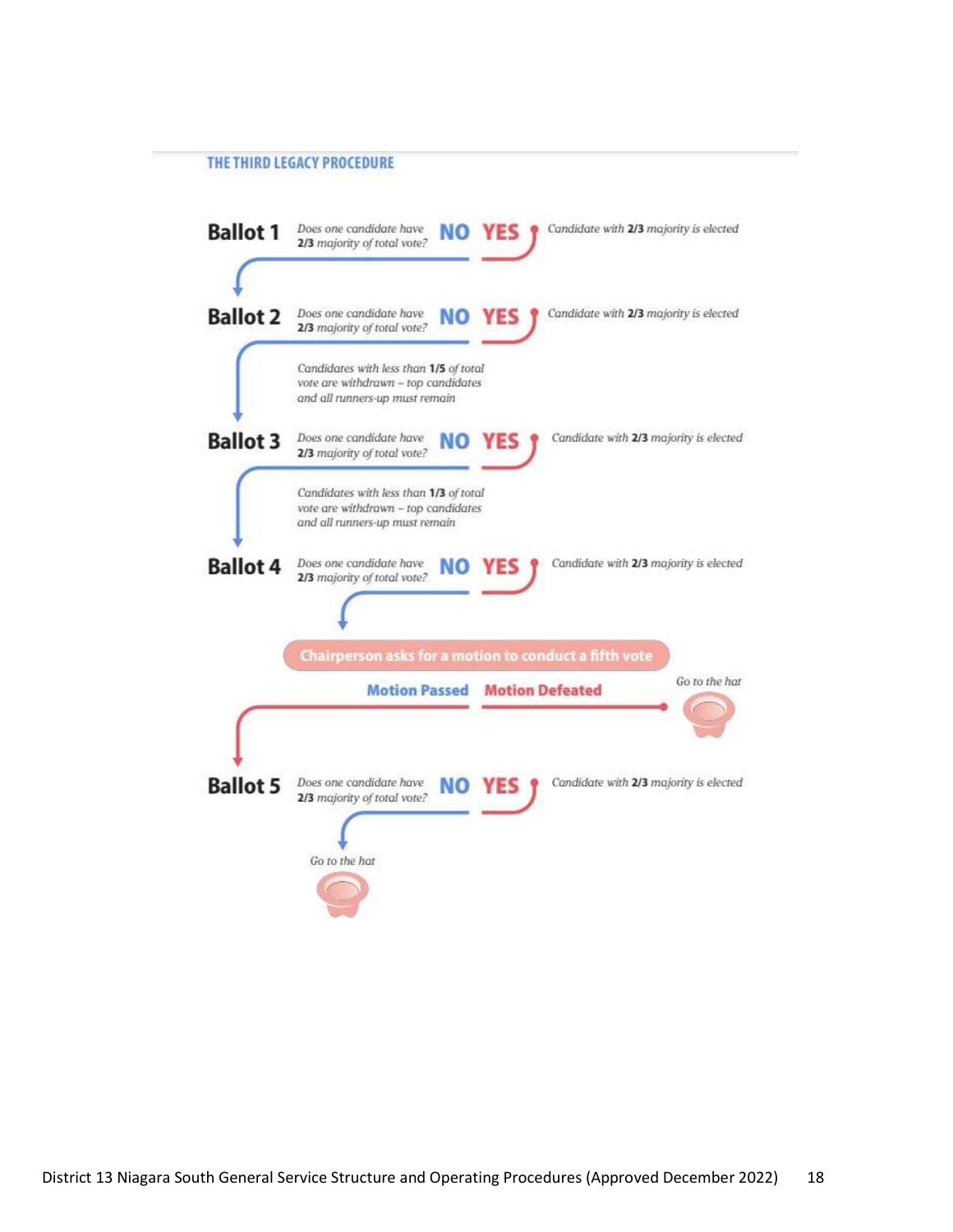## THE THIRD LEGACY PROCEDURE

**Ballot 1**

*Does one candidate have **2/3** majority of total vote?*

**NO** — **YES**: *Candidate with **2/3** majority is elected*

**Ballot 2**

*Does one candidate have **2/3** majority of total vote?*

**NO** — **YES**: *Candidate with **2/3** majority is elected*

*Candidates with less than **1/5** of total vote are withdrawn – top candidates and all runners-up must remain*

**Ballot 3**

*Does one candidate have **2/3** majority of total vote?*

**NO** — **YES**: *Candidate with **2/3** majority is elected*

*Candidates with less than **1/3** of total vote are withdrawn – top candidates and all runners-up must remain*

**Ballot 4**

*Does one candidate have **2/3** majority of total vote?*

**NO** — **YES**: *Candidate with **2/3** majority is elected*

**Chairperson asks for a motion to conduct a fifth vote**

**Motion Passed** — **Motion Defeated**: *Go to the hat*

**Ballot 5**

*Does one candidate have **2/3** majority of total vote?*

**NO** — **YES**: *Candidate with **2/3** majority is elected*

*Go to the hat*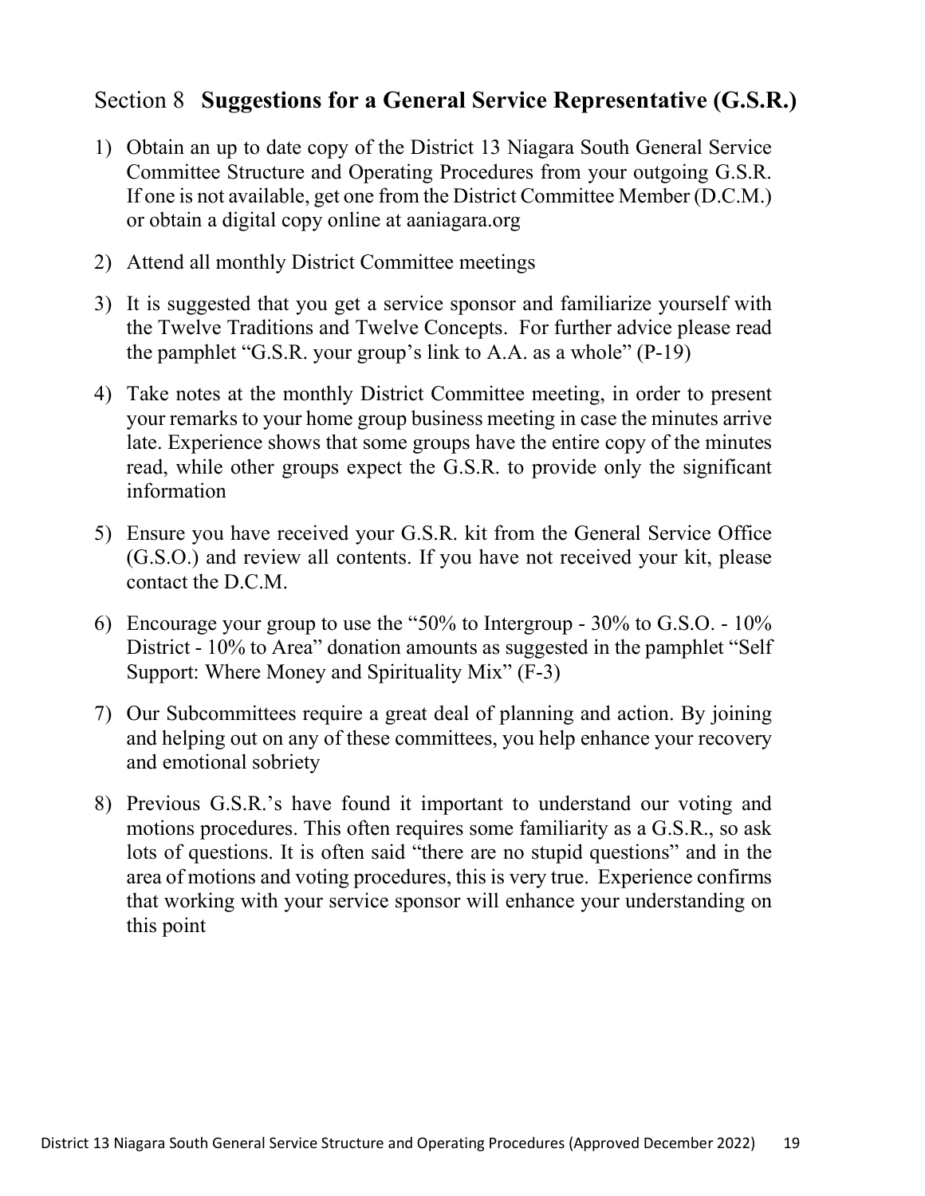## Section 8 **Suggestions for a General Service Representative (G.S.R.)**

1) Obtain an up to date copy of the District 13 Niagara South General Service Committee Structure and Operating Procedures from your outgoing G.S.R. If one is not available, get one from the District Committee Member (D.C.M.) or obtain a digital copy online at aaniagara.org

2) Attend all monthly District Committee meetings

3) It is suggested that you get a service sponsor and familiarize yourself with the Twelve Traditions and Twelve Concepts. For further advice please read the pamphlet "G.S.R. your group's link to A.A. as a whole" (P-19)

4) Take notes at the monthly District Committee meeting, in order to present your remarks to your home group business meeting in case the minutes arrive late. Experience shows that some groups have the entire copy of the minutes read, while other groups expect the G.S.R. to provide only the significant information

5) Ensure you have received your G.S.R. kit from the General Service Office (G.S.O.) and review all contents. If you have not received your kit, please contact the D.C.M.

6) Encourage your group to use the "50% to Intergroup - 30% to G.S.O. - 10% District - 10% to Area" donation amounts as suggested in the pamphlet "Self Support: Where Money and Spirituality Mix" (F-3)

7) Our Subcommittees require a great deal of planning and action. By joining and helping out on any of these committees, you help enhance your recovery and emotional sobriety

8) Previous G.S.R.'s have found it important to understand our voting and motions procedures. This often requires some familiarity as a G.S.R., so ask lots of questions. It is often said "there are no stupid questions" and in the area of motions and voting procedures, this is very true. Experience confirms that working with your service sponsor will enhance your understanding on this point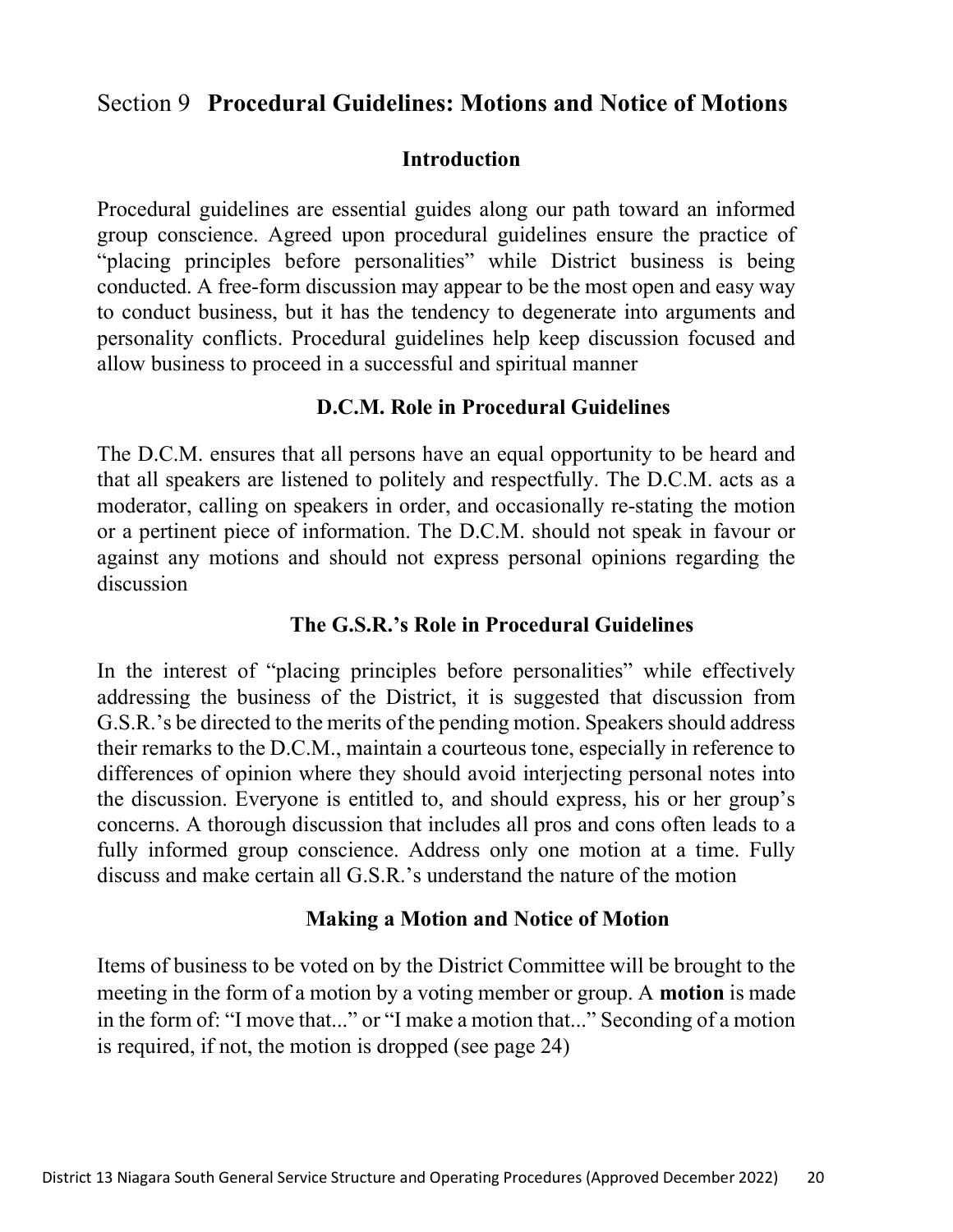## Section 9 **Procedural Guidelines: Motions and Notice of Motions**

### Introduction

Procedural guidelines are essential guides along our path toward an informed group conscience. Agreed upon procedural guidelines ensure the practice of "placing principles before personalities" while District business is being conducted. A free-form discussion may appear to be the most open and easy way to conduct business, but it has the tendency to degenerate into arguments and personality conflicts. Procedural guidelines help keep discussion focused and allow business to proceed in a successful and spiritual manner

### D.C.M. Role in Procedural Guidelines

The D.C.M. ensures that all persons have an equal opportunity to be heard and that all speakers are listened to politely and respectfully. The D.C.M. acts as a moderator, calling on speakers in order, and occasionally re-stating the motion or a pertinent piece of information. The D.C.M. should not speak in favour or against any motions and should not express personal opinions regarding the discussion

### The G.S.R.'s Role in Procedural Guidelines

In the interest of "placing principles before personalities" while effectively addressing the business of the District, it is suggested that discussion from G.S.R.'s be directed to the merits of the pending motion. Speakers should address their remarks to the D.C.M., maintain a courteous tone, especially in reference to differences of opinion where they should avoid interjecting personal notes into the discussion. Everyone is entitled to, and should express, his or her group's concerns. A thorough discussion that includes all pros and cons often leads to a fully informed group conscience. Address only one motion at a time. Fully discuss and make certain all G.S.R.'s understand the nature of the motion

### Making a Motion and Notice of Motion

Items of business to be voted on by the District Committee will be brought to the meeting in the form of a motion by a voting member or group. A **motion** is made in the form of: "I move that..." or "I make a motion that..." Seconding of a motion is required, if not, the motion is dropped (see page 24)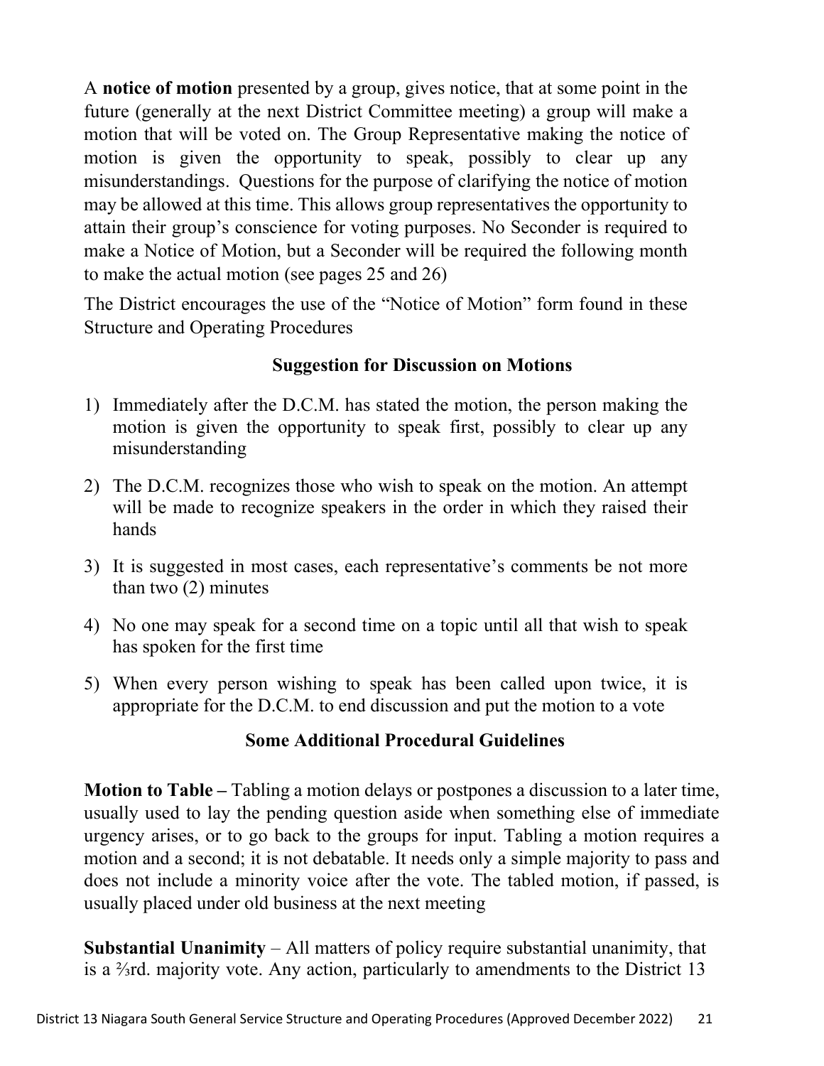A **notice of motion** presented by a group, gives notice, that at some point in the future (generally at the next District Committee meeting) a group will make a motion that will be voted on. The Group Representative making the notice of motion is given the opportunity to speak, possibly to clear up any misunderstandings. Questions for the purpose of clarifying the notice of motion may be allowed at this time. This allows group representatives the opportunity to attain their group's conscience for voting purposes. No Seconder is required to make a Notice of Motion, but a Seconder will be required the following month to make the actual motion (see pages 25 and 26)

The District encourages the use of the "Notice of Motion" form found in these Structure and Operating Procedures

### Suggestion for Discussion on Motions

1) Immediately after the D.C.M. has stated the motion, the person making the motion is given the opportunity to speak first, possibly to clear up any misunderstanding
2) The D.C.M. recognizes those who wish to speak on the motion. An attempt will be made to recognize speakers in the order in which they raised their hands
3) It is suggested in most cases, each representative's comments be not more than two (2) minutes
4) No one may speak for a second time on a topic until all that wish to speak has spoken for the first time
5) When every person wishing to speak has been called upon twice, it is appropriate for the D.C.M. to end discussion and put the motion to a vote

### Some Additional Procedural Guidelines

**Motion to Table –** Tabling a motion delays or postpones a discussion to a later time, usually used to lay the pending question aside when something else of immediate urgency arises, or to go back to the groups for input. Tabling a motion requires a motion and a second; it is not debatable. It needs only a simple majority to pass and does not include a minority voice after the vote. The tabled motion, if passed, is usually placed under old business at the next meeting

**Substantial Unanimity** – All matters of policy require substantial unanimity, that is a ⅔rd. majority vote. Any action, particularly to amendments to the District 13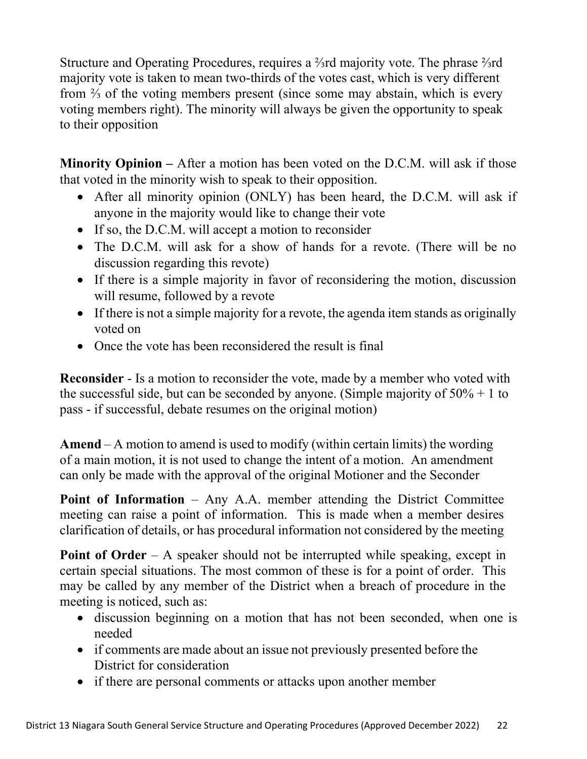Structure and Operating Procedures, requires a ⅔rd majority vote. The phrase ⅔rd majority vote is taken to mean two-thirds of the votes cast, which is very different from ⅔ of the voting members present (since some may abstain, which is every voting members right). The minority will always be given the opportunity to speak to their opposition

**Minority Opinion –** After a motion has been voted on the D.C.M. will ask if those that voted in the minority wish to speak to their opposition.

- After all minority opinion (ONLY) has been heard, the D.C.M. will ask if anyone in the majority would like to change their vote
- If so, the D.C.M. will accept a motion to reconsider
- The D.C.M. will ask for a show of hands for a revote. (There will be no discussion regarding this revote)
- If there is a simple majority in favor of reconsidering the motion, discussion will resume, followed by a revote
- If there is not a simple majority for a revote, the agenda item stands as originally voted on
- Once the vote has been reconsidered the result is final

**Reconsider** - Is a motion to reconsider the vote, made by a member who voted with the successful side, but can be seconded by anyone. (Simple majority of 50% + 1 to pass - if successful, debate resumes on the original motion)

**Amend** – A motion to amend is used to modify (within certain limits) the wording of a main motion, it is not used to change the intent of a motion. An amendment can only be made with the approval of the original Motioner and the Seconder

**Point of Information** – Any A.A. member attending the District Committee meeting can raise a point of information. This is made when a member desires clarification of details, or has procedural information not considered by the meeting

**Point of Order** – A speaker should not be interrupted while speaking, except in certain special situations. The most common of these is for a point of order. This may be called by any member of the District when a breach of procedure in the meeting is noticed, such as:

- discussion beginning on a motion that has not been seconded, when one is needed
- if comments are made about an issue not previously presented before the District for consideration
- if there are personal comments or attacks upon another member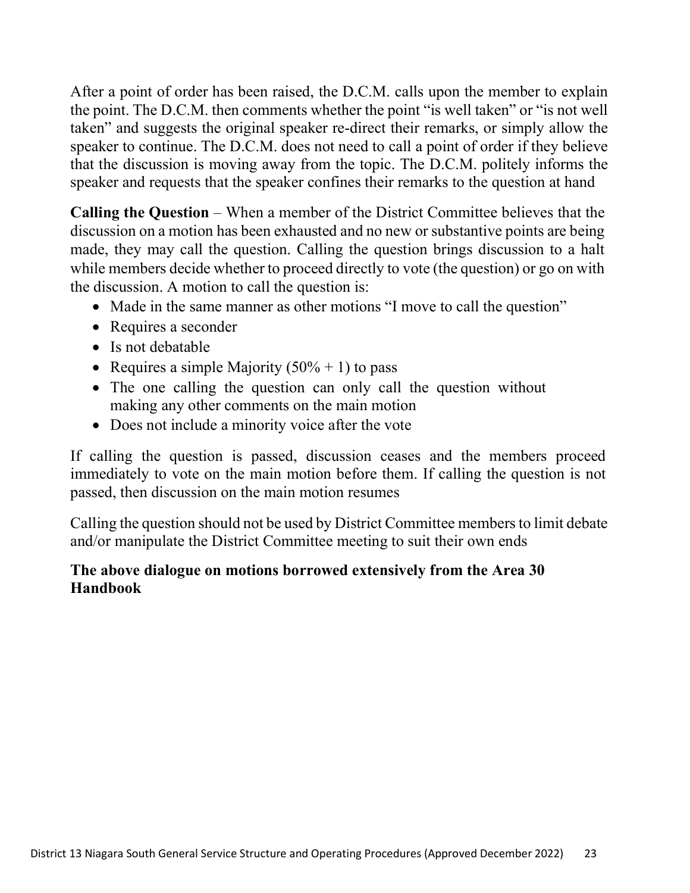After a point of order has been raised, the D.C.M. calls upon the member to explain the point. The D.C.M. then comments whether the point "is well taken" or "is not well taken" and suggests the original speaker re-direct their remarks, or simply allow the speaker to continue. The D.C.M. does not need to call a point of order if they believe that the discussion is moving away from the topic. The D.C.M. politely informs the speaker and requests that the speaker confines their remarks to the question at hand

**Calling the Question** – When a member of the District Committee believes that the discussion on a motion has been exhausted and no new or substantive points are being made, they may call the question. Calling the question brings discussion to a halt while members decide whether to proceed directly to vote (the question) or go on with the discussion. A motion to call the question is:

- Made in the same manner as other motions "I move to call the question"
- Requires a seconder
- Is not debatable
- Requires a simple Majority (50% + 1) to pass
- The one calling the question can only call the question without making any other comments on the main motion
- Does not include a minority voice after the vote

If calling the question is passed, discussion ceases and the members proceed immediately to vote on the main motion before them. If calling the question is not passed, then discussion on the main motion resumes

Calling the question should not be used by District Committee members to limit debate and/or manipulate the District Committee meeting to suit their own ends

**The above dialogue on motions borrowed extensively from the Area 30 Handbook**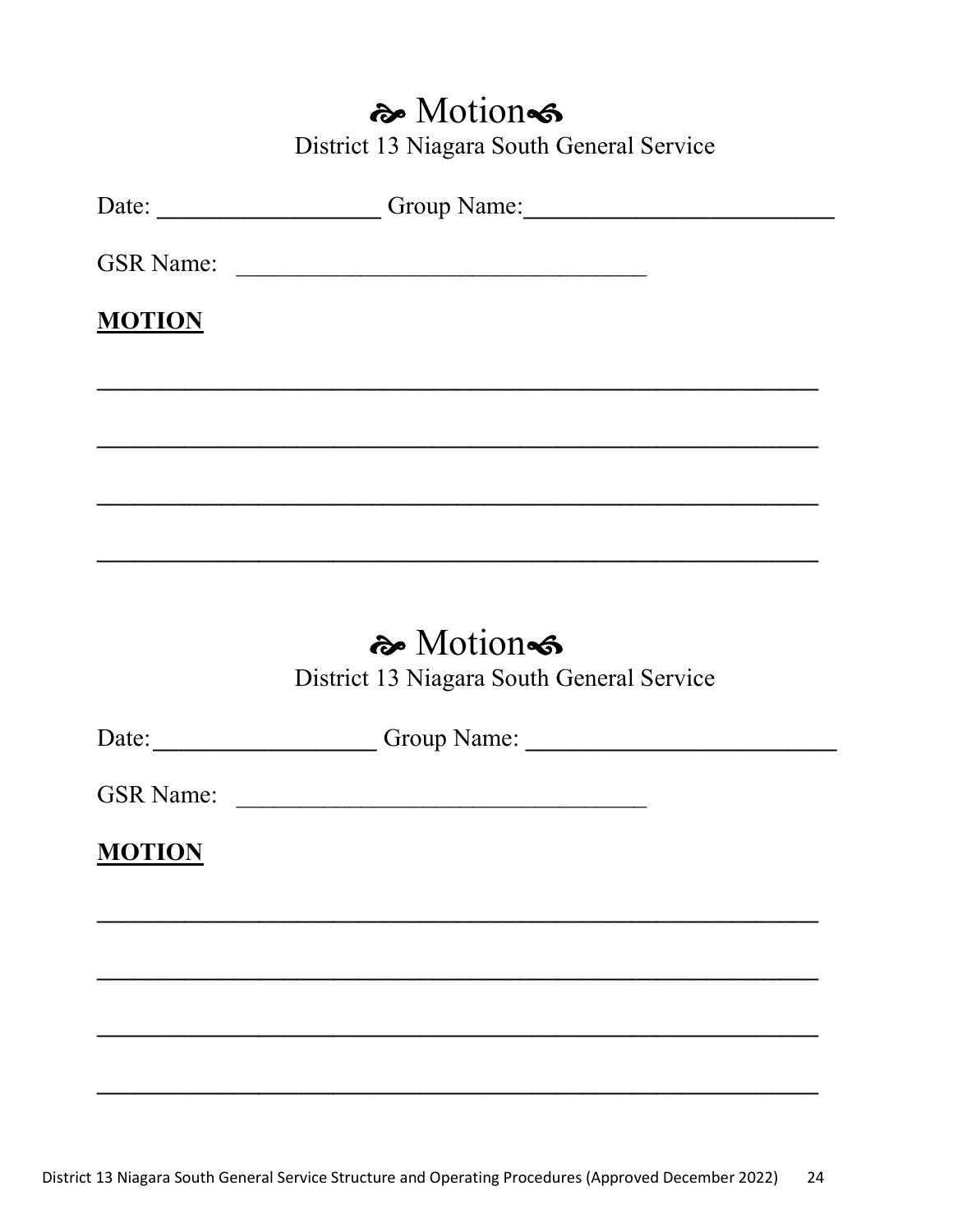## ☙ Motion ❧

District 13 Niagara South General Service

Date: ___________________ Group Name: _________________________

GSR Name: __________________________________

**MOTION**

_____________________________________________________________

_____________________________________________________________

_____________________________________________________________

_____________________________________________________________

## ☙ Motion ❧

District 13 Niagara South General Service

Date: ___________________ Group Name: _________________________

GSR Name: __________________________________

**MOTION**

_____________________________________________________________

_____________________________________________________________

_____________________________________________________________

_____________________________________________________________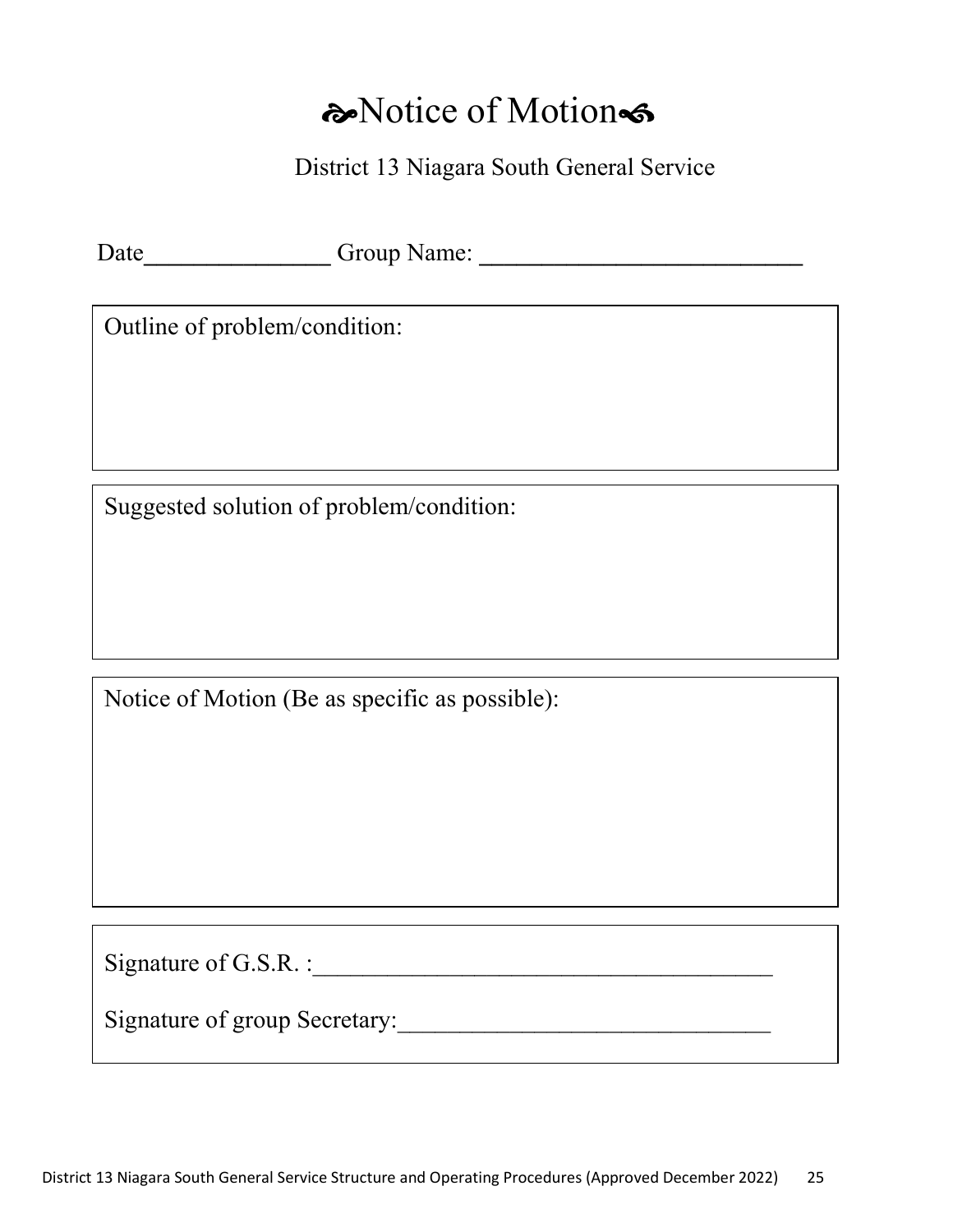# ☙Notice of Motion❧

District 13 Niagara South General Service

Date_______________ Group Name: _________________________

Outline of problem/condition:

Suggested solution of problem/condition:

Notice of Motion (Be as specific as possible):

Signature of G.S.R. :____________________________________

Signature of group Secretary:_____________________________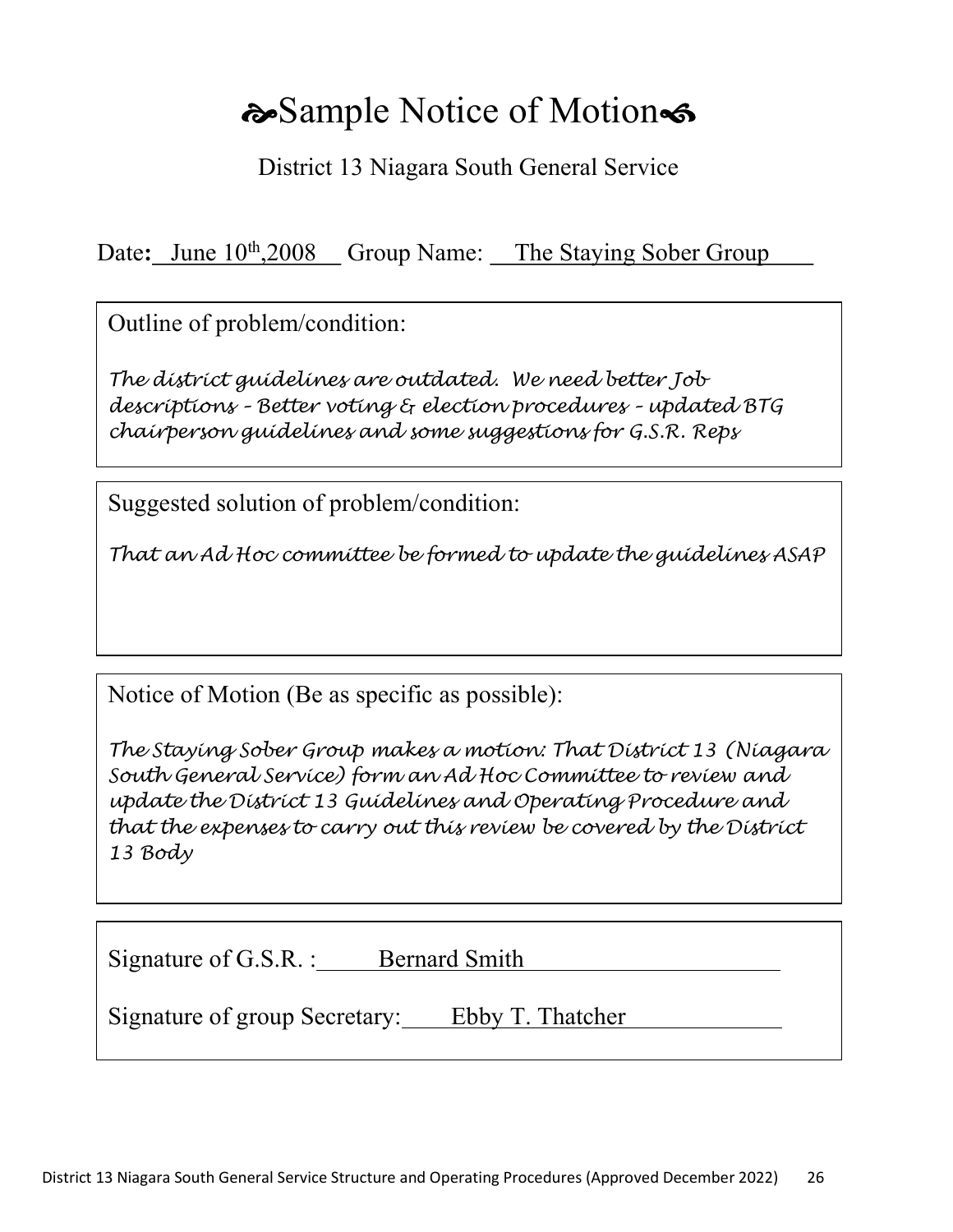# Sample Notice of Motion

District 13 Niagara South General Service

Date: June 10th, 2008 Group Name: The Staying Sober Group

**Outline of problem/condition:**

*The district guidelines are outdated. We need better Job descriptions – Better voting & election procedures – updated BTG chairperson guidelines and some suggestions for G.S.R. Reps*

**Suggested solution of problem/condition:**

*That an Ad Hoc committee be formed to update the guidelines ASAP*

**Notice of Motion (Be as specific as possible):**

*The Staying Sober Group makes a motion: That District 13 (Niagara South General Service) form an Ad Hoc Committee to review and update the District 13 Guidelines and Operating Procedure and that the expenses to carry out this review be covered by the District 13 Body*

Signature of G.S.R. : Bernard Smith

Signature of group Secretary: Ebby T. Thatcher